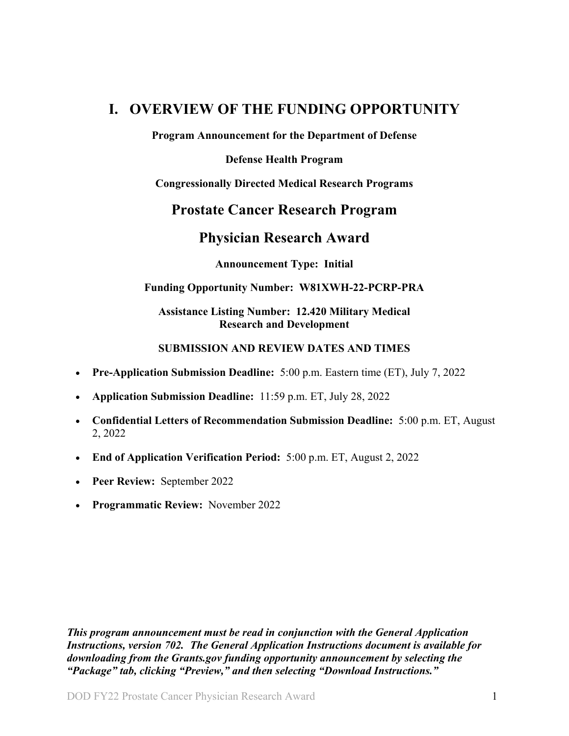# I. OVERVIEW OF THE FUNDING OPPORTUNITY

**Program Announcement for the Department of Defense**

**Defense Health Program**

**Congressionally Directed Medical Research Programs**

## Prostate Cancer Research Program

## Physician Research Award

**Announcement Type: Initial**

**Funding Opportunity Number: W81XWH-22-PCRP-PRA**

**Assistance Listing Number: 12.420 Military Medical Research and Development**

**SUBMISSION AND REVIEW DATES AND TIMES**

- **Pre-Application Submission Deadline:** 5:00 p.m. Eastern time (ET), July 7, 2022
- **Application Submission Deadline:** 11:59 p.m. ET, July 28, 2022
- **Confidential Letters of Recommendation Submission Deadline:** 5:00 p.m. ET, August 2, 2022
- **End of Application Verification Period:** 5:00 p.m. ET, August 2, 2022
- **Peer Review:** September 2022
- **Programmatic Review:** November 2022

***This program announcement must be read in conjunction with the General Application Instructions, version 702. The General Application Instructions document is available for downloading from the Grants.gov funding opportunity announcement by selecting the "Package" tab, clicking "Preview," and then selecting "Download Instructions."***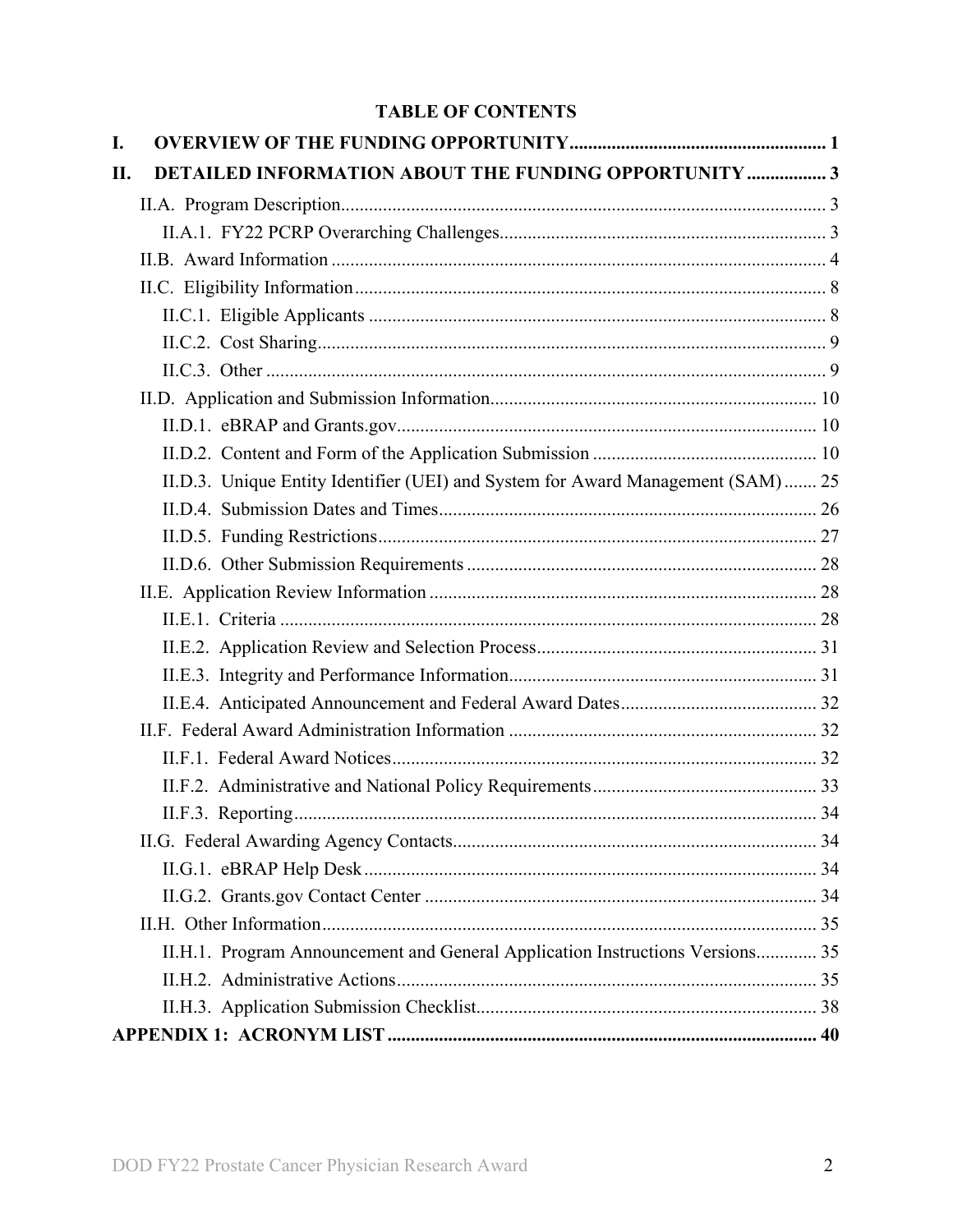# TABLE OF CONTENTS

**I. OVERVIEW OF THE FUNDING OPPORTUNITY ....................................................... 1**

**II. DETAILED INFORMATION ABOUT THE FUNDING OPPORTUNITY ................. 3**

- II.A. Program Description....................................................................................... 3
  - II.A.1. FY22 PCRP Overarching Challenges...................................................................... 3
- II.B. Award Information .......................................................................................... 4
- II.C. Eligibility Information .................................................................................... 8
  - II.C.1. Eligible Applicants ................................................................................. 8
  - II.C.2. Cost Sharing............................................................................................ 9
  - II.C.3. Other ....................................................................................................... 9
- II.D. Application and Submission Information...................................................... 10
  - II.D.1. eBRAP and Grants.gov.......................................................................... 10
  - II.D.2. Content and Form of the Application Submission ................................................ 10
  - II.D.3. Unique Entity Identifier (UEI) and System for Award Management (SAM) ....... 25
  - II.D.4. Submission Dates and Times................................................................. 26
  - II.D.5. Funding Restrictions............................................................................. 27
  - II.D.6. Other Submission Requirements ........................................................... 28
- II.E. Application Review Information ................................................................... 28
  - II.E.1. Criteria .................................................................................................. 28
  - II.E.2. Application Review and Selection Process............................................................ 31
  - II.E.3. Integrity and Performance Information.................................................................. 31
  - II.E.4. Anticipated Announcement and Federal Award Dates.......................................... 32
- II.F. Federal Award Administration Information .................................................................. 32
  - II.F.1. Federal Award Notices........................................................................... 32
  - II.F.2. Administrative and National Policy Requirements................................................ 33
  - II.F.3. Reporting................................................................................................ 34
- II.G. Federal Awarding Agency Contacts............................................................................. 34
  - II.G.1. eBRAP Help Desk ................................................................................. 34
  - II.G.2. Grants.gov Contact Center .................................................................... 34
- II.H. Other Information.......................................................................................... 35
  - II.H.1. Program Announcement and General Application Instructions Versions............. 35
  - II.H.2. Administrative Actions.......................................................................... 35
  - II.H.3. Application Submission Checklist......................................................................... 38

**APPENDIX 1: ACRONYM LIST ............................................................................... 40**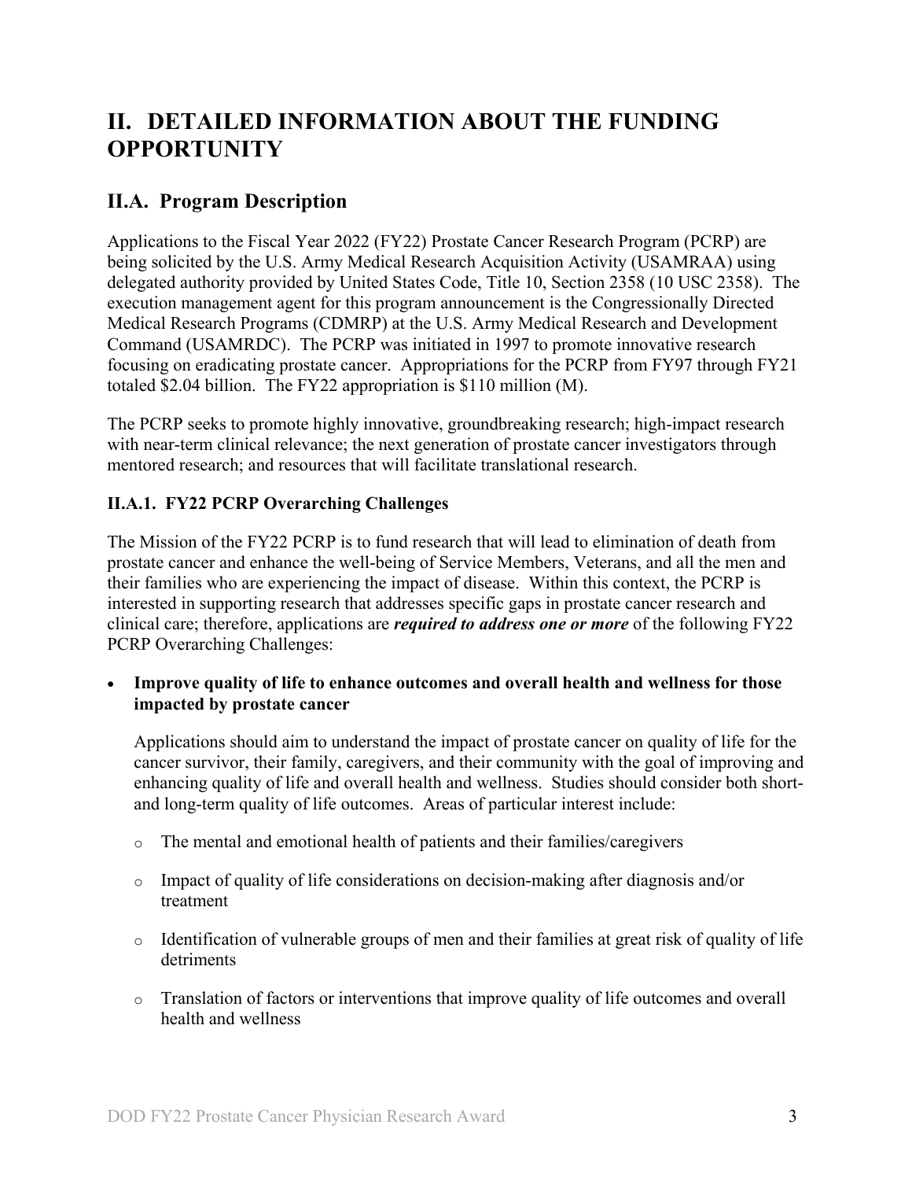# II. DETAILED INFORMATION ABOUT THE FUNDING OPPORTUNITY

## II.A. Program Description

Applications to the Fiscal Year 2022 (FY22) Prostate Cancer Research Program (PCRP) are being solicited by the U.S. Army Medical Research Acquisition Activity (USAMRAA) using delegated authority provided by United States Code, Title 10, Section 2358 (10 USC 2358). The execution management agent for this program announcement is the Congressionally Directed Medical Research Programs (CDMRP) at the U.S. Army Medical Research and Development Command (USAMRDC). The PCRP was initiated in 1997 to promote innovative research focusing on eradicating prostate cancer. Appropriations for the PCRP from FY97 through FY21 totaled $2.04 billion. The FY22 appropriation is $110 million (M).

The PCRP seeks to promote highly innovative, groundbreaking research; high-impact research with near-term clinical relevance; the next generation of prostate cancer investigators through mentored research; and resources that will facilitate translational research.

### II.A.1. FY22 PCRP Overarching Challenges

The Mission of the FY22 PCRP is to fund research that will lead to elimination of death from prostate cancer and enhance the well-being of Service Members, Veterans, and all the men and their families who are experiencing the impact of disease. Within this context, the PCRP is interested in supporting research that addresses specific gaps in prostate cancer research and clinical care; therefore, applications are ***required to address one or more*** of the following FY22 PCRP Overarching Challenges:

- **Improve quality of life to enhance outcomes and overall health and wellness for those impacted by prostate cancer**

  Applications should aim to understand the impact of prostate cancer on quality of life for the cancer survivor, their family, caregivers, and their community with the goal of improving and enhancing quality of life and overall health and wellness. Studies should consider both short- and long-term quality of life outcomes. Areas of particular interest include:

  - The mental and emotional health of patients and their families/caregivers
  - Impact of quality of life considerations on decision-making after diagnosis and/or treatment
  - Identification of vulnerable groups of men and their families at great risk of quality of life detriments
  - Translation of factors or interventions that improve quality of life outcomes and overall health and wellness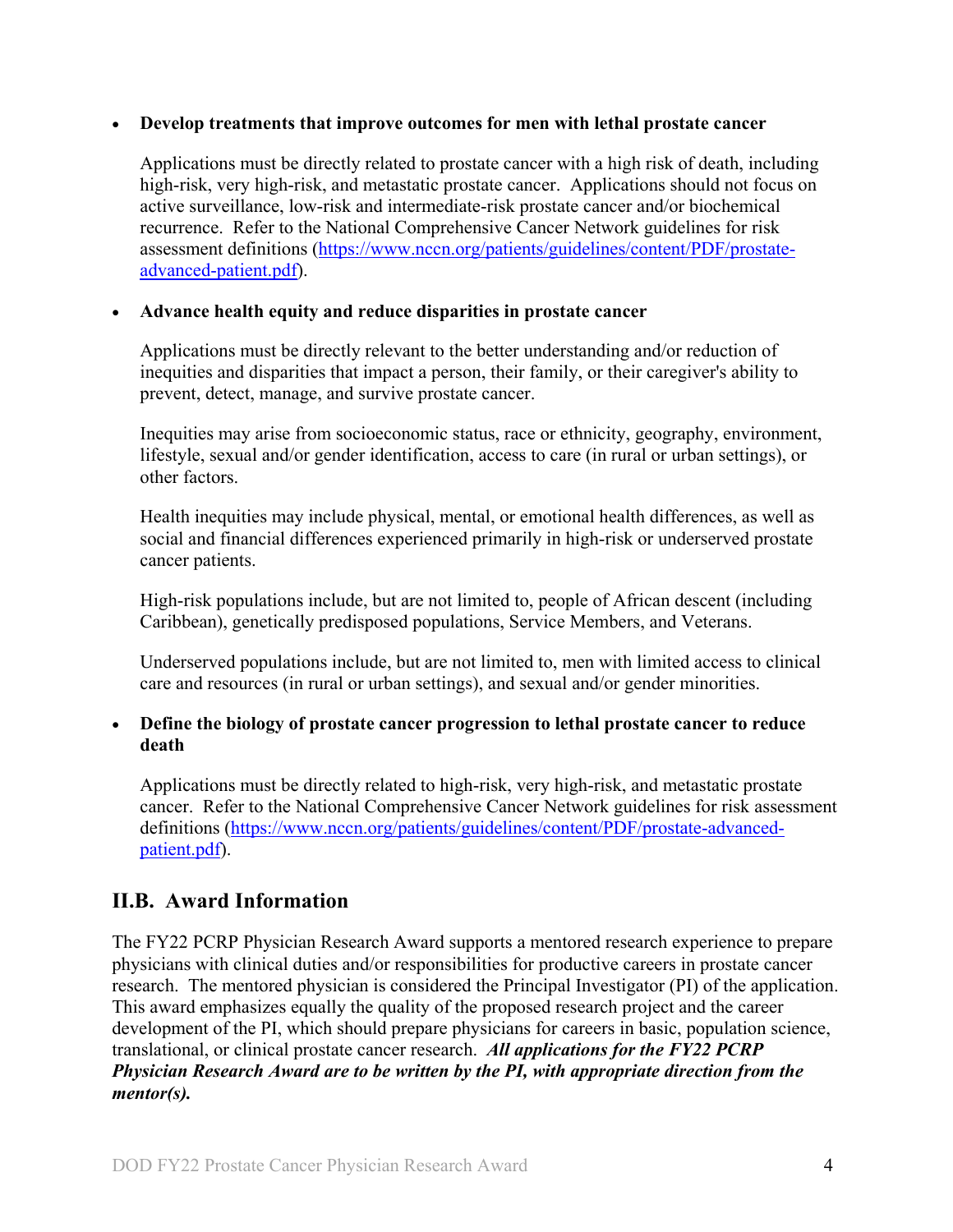- **Develop treatments that improve outcomes for men with lethal prostate cancer**

  Applications must be directly related to prostate cancer with a high risk of death, including high-risk, very high-risk, and metastatic prostate cancer. Applications should not focus on active surveillance, low-risk and intermediate-risk prostate cancer and/or biochemical recurrence. Refer to the National Comprehensive Cancer Network guidelines for risk assessment definitions (https://www.nccn.org/patients/guidelines/content/PDF/prostate-advanced-patient.pdf).

- **Advance health equity and reduce disparities in prostate cancer**

  Applications must be directly relevant to the better understanding and/or reduction of inequities and disparities that impact a person, their family, or their caregiver's ability to prevent, detect, manage, and survive prostate cancer.

  Inequities may arise from socioeconomic status, race or ethnicity, geography, environment, lifestyle, sexual and/or gender identification, access to care (in rural or urban settings), or other factors.

  Health inequities may include physical, mental, or emotional health differences, as well as social and financial differences experienced primarily in high-risk or underserved prostate cancer patients.

  High-risk populations include, but are not limited to, people of African descent (including Caribbean), genetically predisposed populations, Service Members, and Veterans.

  Underserved populations include, but are not limited to, men with limited access to clinical care and resources (in rural or urban settings), and sexual and/or gender minorities.

- **Define the biology of prostate cancer progression to lethal prostate cancer to reduce death**

  Applications must be directly related to high-risk, very high-risk, and metastatic prostate cancer. Refer to the National Comprehensive Cancer Network guidelines for risk assessment definitions (https://www.nccn.org/patients/guidelines/content/PDF/prostate-advanced-patient.pdf).

## II.B. Award Information

The FY22 PCRP Physician Research Award supports a mentored research experience to prepare physicians with clinical duties and/or responsibilities for productive careers in prostate cancer research. The mentored physician is considered the Principal Investigator (PI) of the application. This award emphasizes equally the quality of the proposed research project and the career development of the PI, which should prepare physicians for careers in basic, population science, translational, or clinical prostate cancer research. ***All applications for the FY22 PCRP Physician Research Award are to be written by the PI, with appropriate direction from the mentor(s).***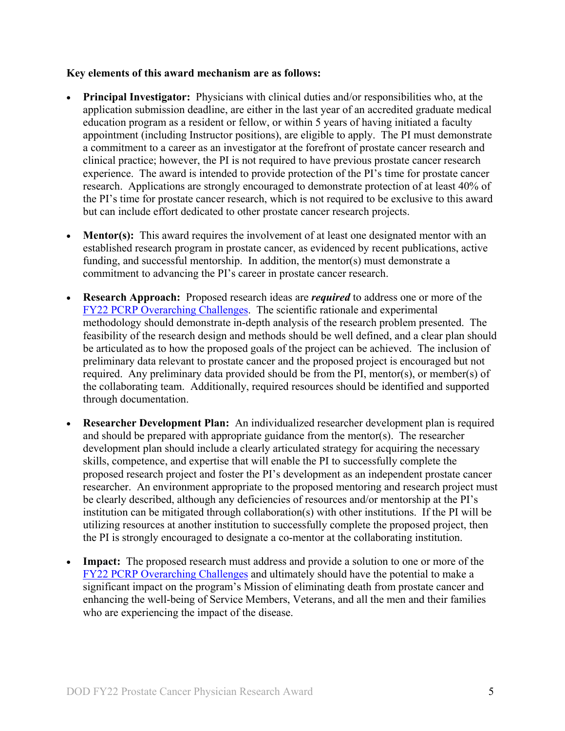**Key elements of this award mechanism are as follows:**

- **Principal Investigator:** Physicians with clinical duties and/or responsibilities who, at the application submission deadline, are either in the last year of an accredited graduate medical education program as a resident or fellow, or within 5 years of having initiated a faculty appointment (including Instructor positions), are eligible to apply. The PI must demonstrate a commitment to a career as an investigator at the forefront of prostate cancer research and clinical practice; however, the PI is not required to have previous prostate cancer research experience. The award is intended to provide protection of the PI's time for prostate cancer research. Applications are strongly encouraged to demonstrate protection of at least 40% of the PI's time for prostate cancer research, which is not required to be exclusive to this award but can include effort dedicated to other prostate cancer research projects.

- **Mentor(s):** This award requires the involvement of at least one designated mentor with an established research program in prostate cancer, as evidenced by recent publications, active funding, and successful mentorship. In addition, the mentor(s) must demonstrate a commitment to advancing the PI's career in prostate cancer research.

- **Research Approach:** Proposed research ideas are ***required*** to address one or more of the [FY22 PCRP Overarching Challenges]. The scientific rationale and experimental methodology should demonstrate in-depth analysis of the research problem presented. The feasibility of the research design and methods should be well defined, and a clear plan should be articulated as to how the proposed goals of the project can be achieved. The inclusion of preliminary data relevant to prostate cancer and the proposed project is encouraged but not required. Any preliminary data provided should be from the PI, mentor(s), or member(s) of the collaborating team. Additionally, required resources should be identified and supported through documentation.

- **Researcher Development Plan:** An individualized researcher development plan is required and should be prepared with appropriate guidance from the mentor(s). The researcher development plan should include a clearly articulated strategy for acquiring the necessary skills, competence, and expertise that will enable the PI to successfully complete the proposed research project and foster the PI's development as an independent prostate cancer researcher. An environment appropriate to the proposed mentoring and research project must be clearly described, although any deficiencies of resources and/or mentorship at the PI's institution can be mitigated through collaboration(s) with other institutions. If the PI will be utilizing resources at another institution to successfully complete the proposed project, then the PI is strongly encouraged to designate a co-mentor at the collaborating institution.

- **Impact:** The proposed research must address and provide a solution to one or more of the [FY22 PCRP Overarching Challenges] and ultimately should have the potential to make a significant impact on the program's Mission of eliminating death from prostate cancer and enhancing the well-being of Service Members, Veterans, and all the men and their families who are experiencing the impact of the disease.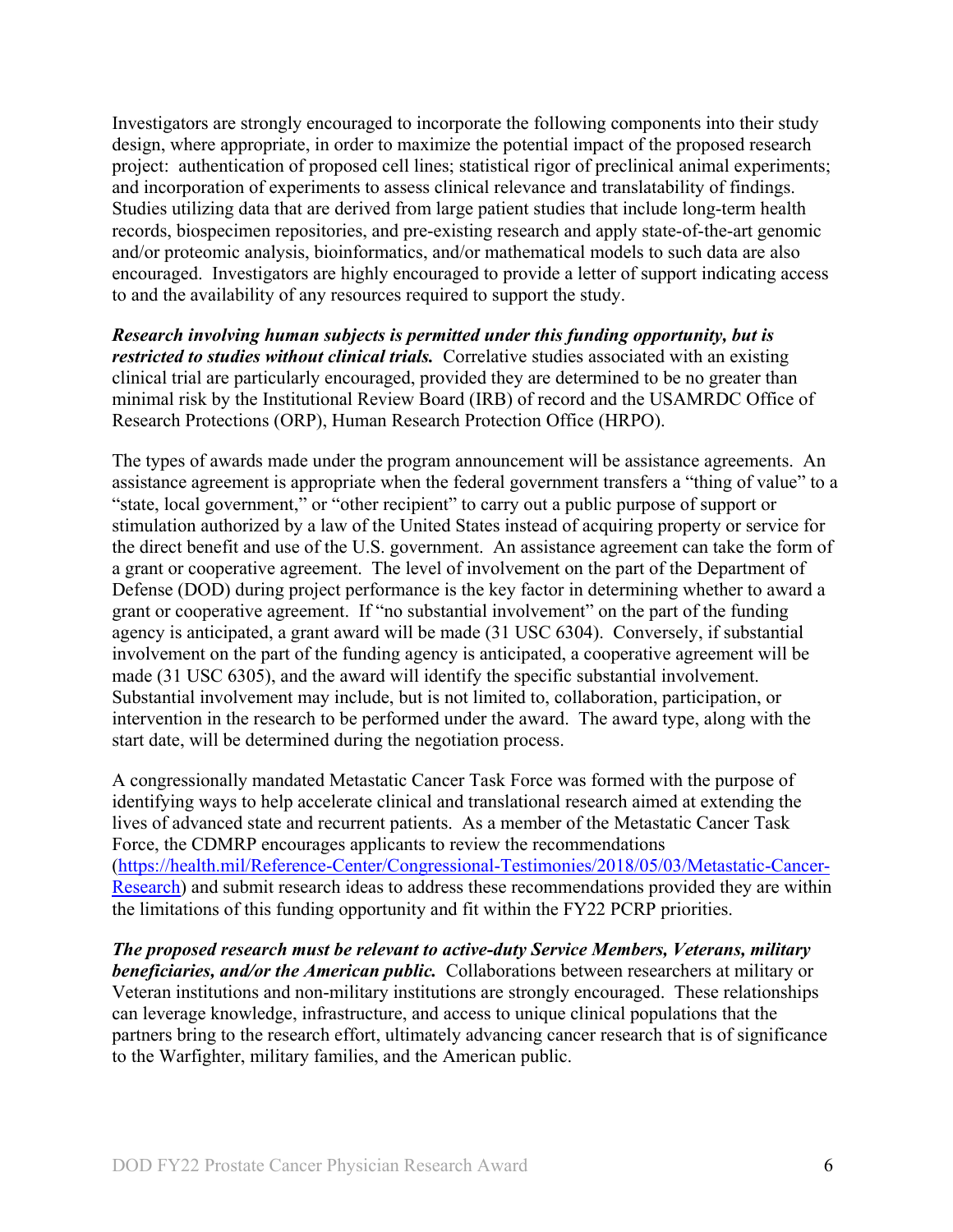Investigators are strongly encouraged to incorporate the following components into their study design, where appropriate, in order to maximize the potential impact of the proposed research project: authentication of proposed cell lines; statistical rigor of preclinical animal experiments; and incorporation of experiments to assess clinical relevance and translatability of findings. Studies utilizing data that are derived from large patient studies that include long-term health records, biospecimen repositories, and pre-existing research and apply state-of-the-art genomic and/or proteomic analysis, bioinformatics, and/or mathematical models to such data are also encouraged. Investigators are highly encouraged to provide a letter of support indicating access to and the availability of any resources required to support the study.

***Research involving human subjects is permitted under this funding opportunity, but is restricted to studies without clinical trials.*** Correlative studies associated with an existing clinical trial are particularly encouraged, provided they are determined to be no greater than minimal risk by the Institutional Review Board (IRB) of record and the USAMRDC Office of Research Protections (ORP), Human Research Protection Office (HRPO).

The types of awards made under the program announcement will be assistance agreements. An assistance agreement is appropriate when the federal government transfers a "thing of value" to a "state, local government," or "other recipient" to carry out a public purpose of support or stimulation authorized by a law of the United States instead of acquiring property or service for the direct benefit and use of the U.S. government. An assistance agreement can take the form of a grant or cooperative agreement. The level of involvement on the part of the Department of Defense (DOD) during project performance is the key factor in determining whether to award a grant or cooperative agreement. If "no substantial involvement" on the part of the funding agency is anticipated, a grant award will be made (31 USC 6304). Conversely, if substantial involvement on the part of the funding agency is anticipated, a cooperative agreement will be made (31 USC 6305), and the award will identify the specific substantial involvement. Substantial involvement may include, but is not limited to, collaboration, participation, or intervention in the research to be performed under the award. The award type, along with the start date, will be determined during the negotiation process.

A congressionally mandated Metastatic Cancer Task Force was formed with the purpose of identifying ways to help accelerate clinical and translational research aimed at extending the lives of advanced state and recurrent patients. As a member of the Metastatic Cancer Task Force, the CDMRP encourages applicants to review the recommendations ([https://health.mil/Reference-Center/Congressional-Testimonies/2018/05/03/Metastatic-Cancer-Research](https://health.mil/Reference-Center/Congressional-Testimonies/2018/05/03/Metastatic-Cancer-Research)) and submit research ideas to address these recommendations provided they are within the limitations of this funding opportunity and fit within the FY22 PCRP priorities.

***The proposed research must be relevant to active-duty Service Members, Veterans, military beneficiaries, and/or the American public.*** Collaborations between researchers at military or Veteran institutions and non-military institutions are strongly encouraged. These relationships can leverage knowledge, infrastructure, and access to unique clinical populations that the partners bring to the research effort, ultimately advancing cancer research that is of significance to the Warfighter, military families, and the American public.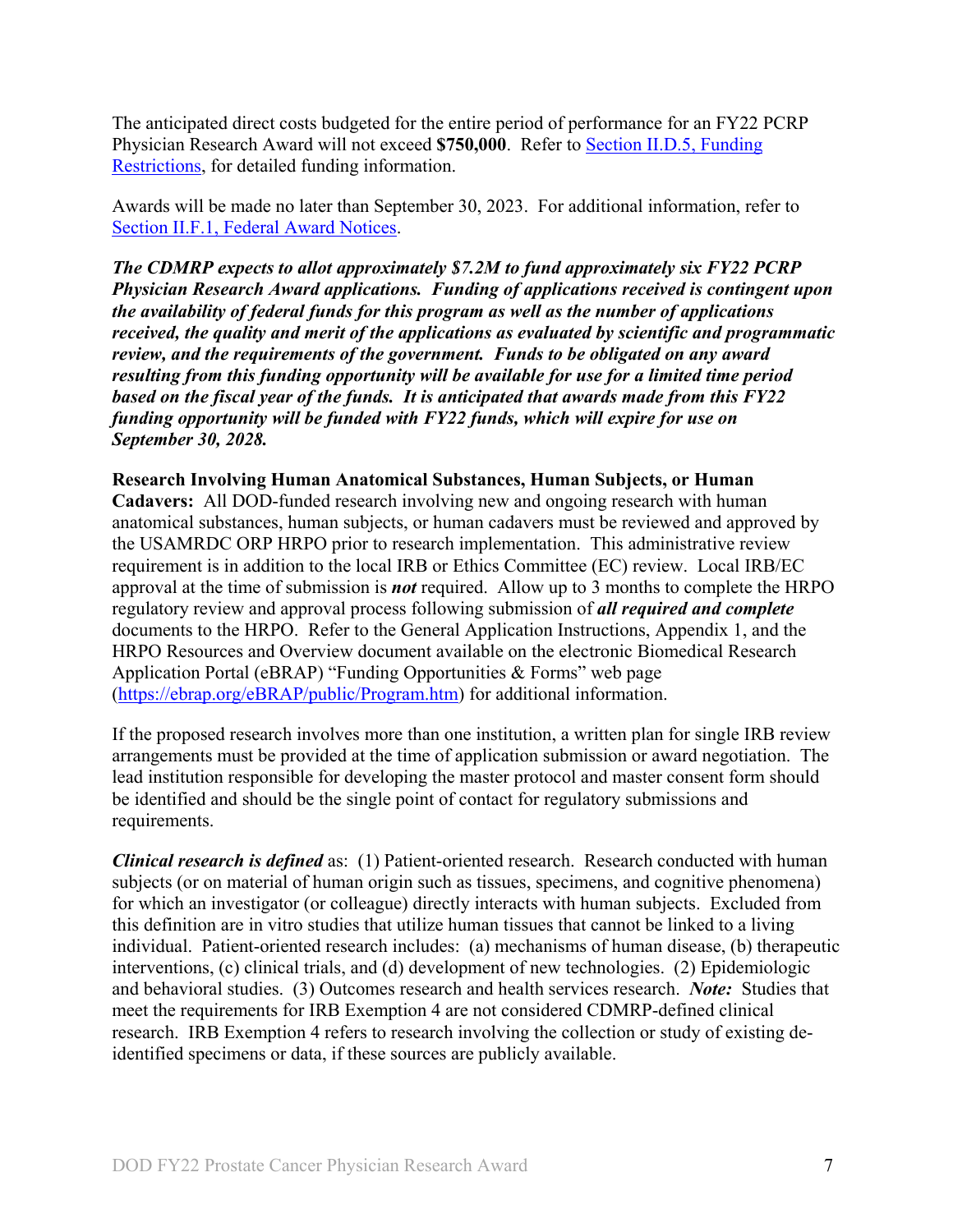The anticipated direct costs budgeted for the entire period of performance for an FY22 PCRP Physician Research Award will not exceed **$750,000**. Refer to [Section II.D.5, Funding Restrictions](), for detailed funding information.

Awards will be made no later than September 30, 2023. For additional information, refer to [Section II.F.1, Federal Award Notices]().

***The CDMRP expects to allot approximately $7.2M to fund approximately six FY22 PCRP Physician Research Award applications. Funding of applications received is contingent upon the availability of federal funds for this program as well as the number of applications received, the quality and merit of the applications as evaluated by scientific and programmatic review, and the requirements of the government. Funds to be obligated on any award resulting from this funding opportunity will be available for use for a limited time period based on the fiscal year of the funds. It is anticipated that awards made from this FY22 funding opportunity will be funded with FY22 funds, which will expire for use on September 30, 2028.***

**Research Involving Human Anatomical Substances, Human Subjects, or Human Cadavers:** All DOD-funded research involving new and ongoing research with human anatomical substances, human subjects, or human cadavers must be reviewed and approved by the USAMRDC ORP HRPO prior to research implementation. This administrative review requirement is in addition to the local IRB or Ethics Committee (EC) review. Local IRB/EC approval at the time of submission is ***not*** required. Allow up to 3 months to complete the HRPO regulatory review and approval process following submission of ***all required and complete*** documents to the HRPO. Refer to the General Application Instructions, Appendix 1, and the HRPO Resources and Overview document available on the electronic Biomedical Research Application Portal (eBRAP) "Funding Opportunities & Forms" web page ([https://ebrap.org/eBRAP/public/Program.htm](https://ebrap.org/eBRAP/public/Program.htm)) for additional information.

If the proposed research involves more than one institution, a written plan for single IRB review arrangements must be provided at the time of application submission or award negotiation. The lead institution responsible for developing the master protocol and master consent form should be identified and should be the single point of contact for regulatory submissions and requirements.

***Clinical research is defined*** as: (1) Patient-oriented research. Research conducted with human subjects (or on material of human origin such as tissues, specimens, and cognitive phenomena) for which an investigator (or colleague) directly interacts with human subjects. Excluded from this definition are in vitro studies that utilize human tissues that cannot be linked to a living individual. Patient-oriented research includes: (a) mechanisms of human disease, (b) therapeutic interventions, (c) clinical trials, and (d) development of new technologies. (2) Epidemiologic and behavioral studies. (3) Outcomes research and health services research. ***Note:*** Studies that meet the requirements for IRB Exemption 4 are not considered CDMRP-defined clinical research. IRB Exemption 4 refers to research involving the collection or study of existing de-identified specimens or data, if these sources are publicly available.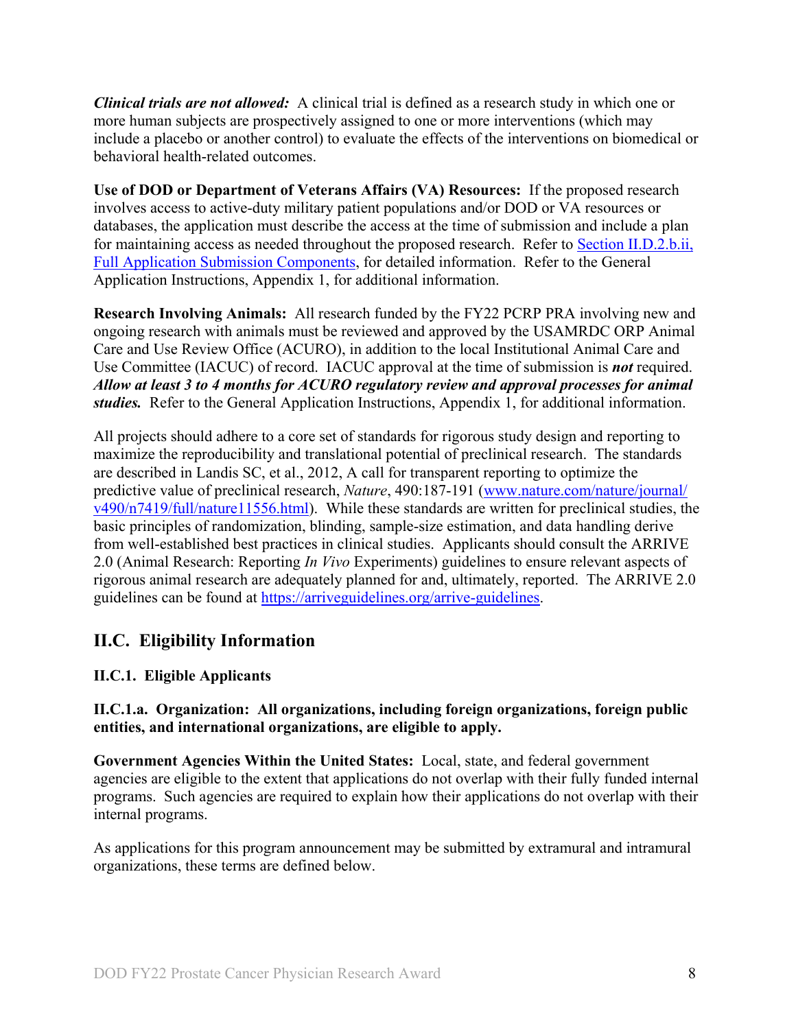***Clinical trials are not allowed:*** A clinical trial is defined as a research study in which one or more human subjects are prospectively assigned to one or more interventions (which may include a placebo or another control) to evaluate the effects of the interventions on biomedical or behavioral health-related outcomes.

**Use of DOD or Department of Veterans Affairs (VA) Resources:** If the proposed research involves access to active-duty military patient populations and/or DOD or VA resources or databases, the application must describe the access at the time of submission and include a plan for maintaining access as needed throughout the proposed research. Refer to Section II.D.2.b.ii, Full Application Submission Components, for detailed information. Refer to the General Application Instructions, Appendix 1, for additional information.

**Research Involving Animals:** All research funded by the FY22 PCRP PRA involving new and ongoing research with animals must be reviewed and approved by the USAMRDC ORP Animal Care and Use Review Office (ACURO), in addition to the local Institutional Animal Care and Use Committee (IACUC) of record. IACUC approval at the time of submission is ***not*** required. ***Allow at least 3 to 4 months for ACURO regulatory review and approval processes for animal studies.*** Refer to the General Application Instructions, Appendix 1, for additional information.

All projects should adhere to a core set of standards for rigorous study design and reporting to maximize the reproducibility and translational potential of preclinical research. The standards are described in Landis SC, et al., 2012, A call for transparent reporting to optimize the predictive value of preclinical research, *Nature*, 490:187-191 (www.nature.com/nature/journal/v490/n7419/full/nature11556.html). While these standards are written for preclinical studies, the basic principles of randomization, blinding, sample-size estimation, and data handling derive from well-established best practices in clinical studies. Applicants should consult the ARRIVE 2.0 (Animal Research: Reporting *In Vivo* Experiments) guidelines to ensure relevant aspects of rigorous animal research are adequately planned for and, ultimately, reported. The ARRIVE 2.0 guidelines can be found at https://arriveguidelines.org/arrive-guidelines.

## II.C. Eligibility Information

### II.C.1. Eligible Applicants

#### II.C.1.a. Organization: All organizations, including foreign organizations, foreign public entities, and international organizations, are eligible to apply.

**Government Agencies Within the United States:** Local, state, and federal government agencies are eligible to the extent that applications do not overlap with their fully funded internal programs. Such agencies are required to explain how their applications do not overlap with their internal programs.

As applications for this program announcement may be submitted by extramural and intramural organizations, these terms are defined below.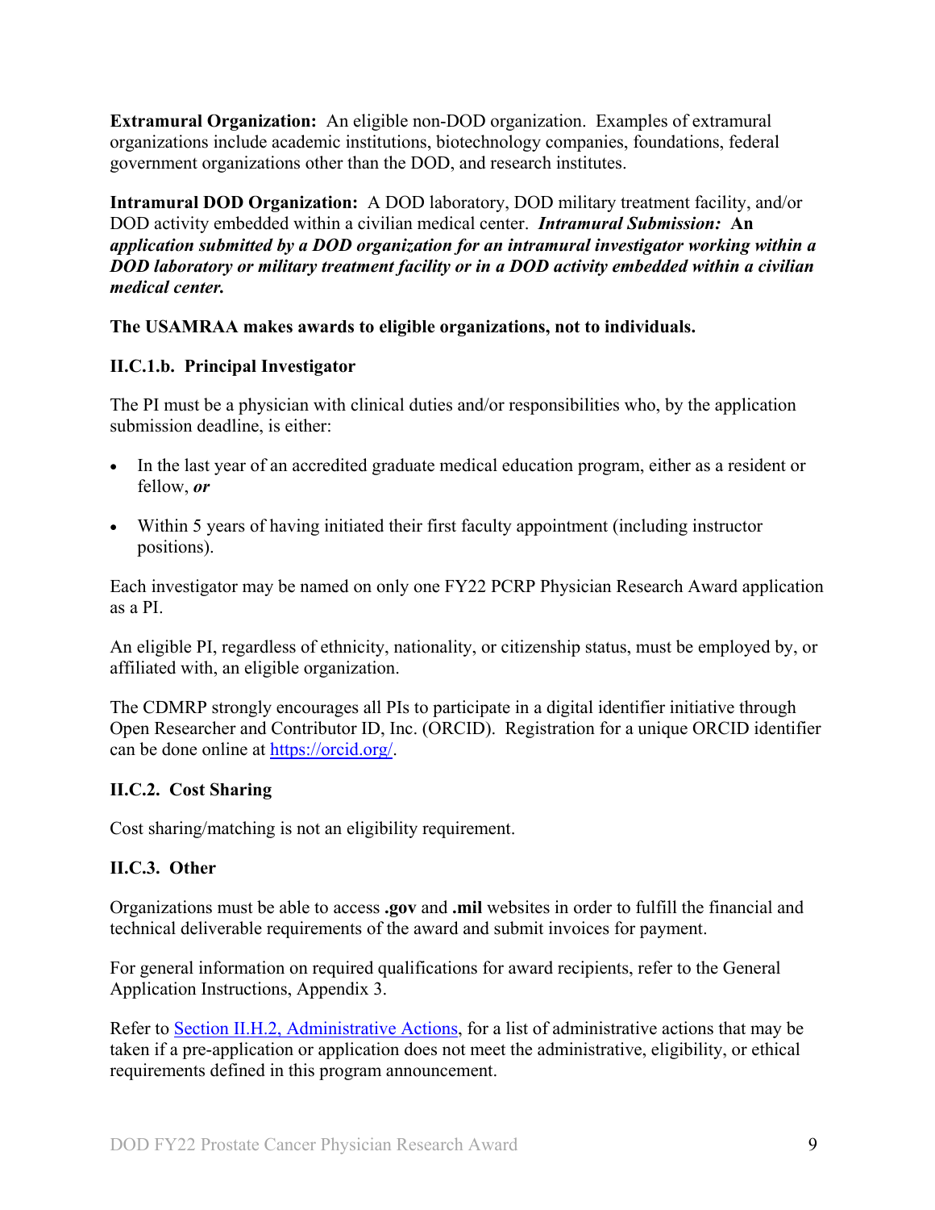**Extramural Organization:** An eligible non-DOD organization. Examples of extramural organizations include academic institutions, biotechnology companies, foundations, federal government organizations other than the DOD, and research institutes.

**Intramural DOD Organization:** A DOD laboratory, DOD military treatment facility, and/or DOD activity embedded within a civilian medical center. ***Intramural Submission:* *An application submitted by a DOD organization for an intramural investigator working within a DOD laboratory or military treatment facility or in a DOD activity embedded within a civilian medical center.***

**The USAMRAA makes awards to eligible organizations, not to individuals.**

### II.C.1.b. Principal Investigator

The PI must be a physician with clinical duties and/or responsibilities who, by the application submission deadline, is either:

- In the last year of an accredited graduate medical education program, either as a resident or fellow, ***or***
- Within 5 years of having initiated their first faculty appointment (including instructor positions).

Each investigator may be named on only one FY22 PCRP Physician Research Award application as a PI.

An eligible PI, regardless of ethnicity, nationality, or citizenship status, must be employed by, or affiliated with, an eligible organization.

The CDMRP strongly encourages all PIs to participate in a digital identifier initiative through Open Researcher and Contributor ID, Inc. (ORCID). Registration for a unique ORCID identifier can be done online at https://orcid.org/.

### II.C.2. Cost Sharing

Cost sharing/matching is not an eligibility requirement.

### II.C.3. Other

Organizations must be able to access **.gov** and **.mil** websites in order to fulfill the financial and technical deliverable requirements of the award and submit invoices for payment.

For general information on required qualifications for award recipients, refer to the General Application Instructions, Appendix 3.

Refer to Section II.H.2, Administrative Actions, for a list of administrative actions that may be taken if a pre-application or application does not meet the administrative, eligibility, or ethical requirements defined in this program announcement.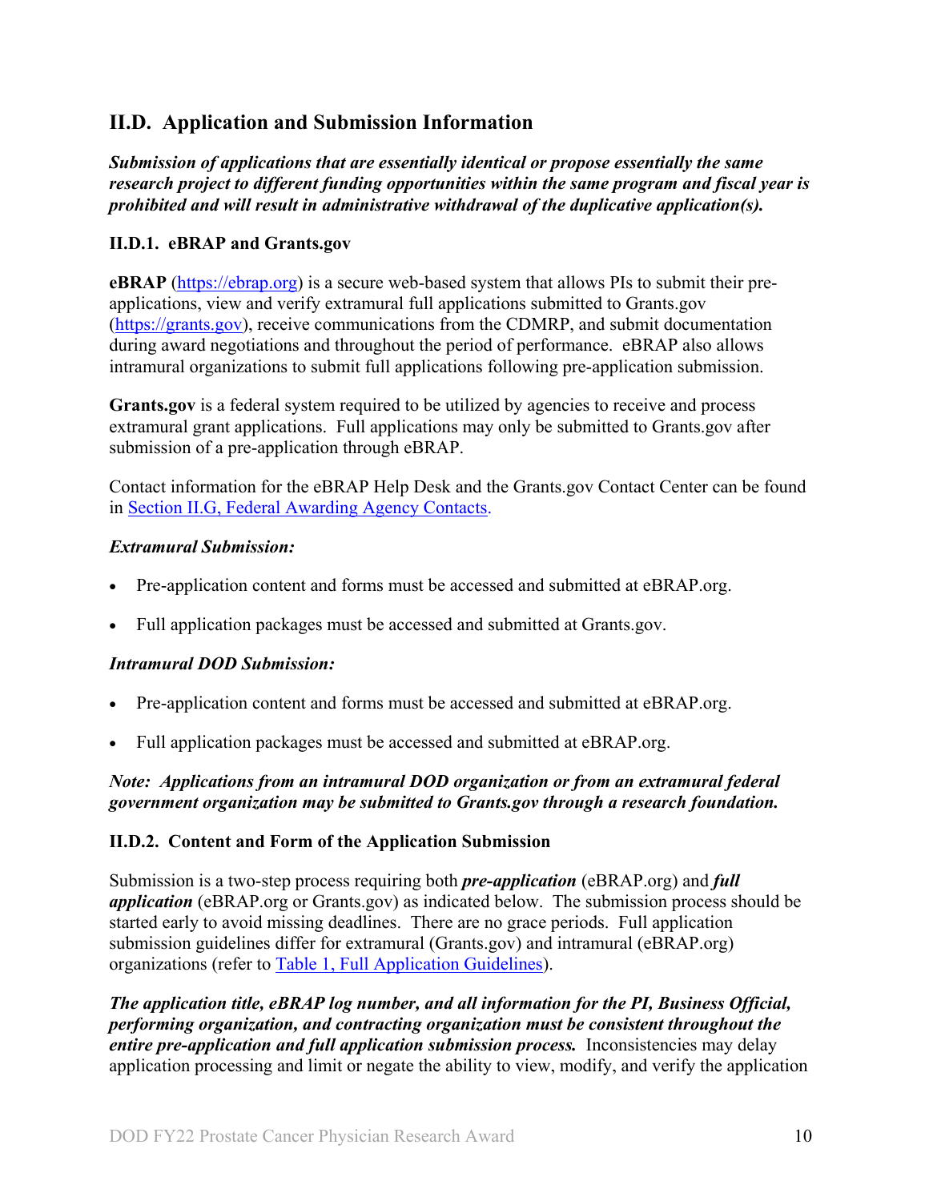## II.D. Application and Submission Information

***Submission of applications that are essentially identical or propose essentially the same research project to different funding opportunities within the same program and fiscal year is prohibited and will result in administrative withdrawal of the duplicative application(s).***

### II.D.1. eBRAP and Grants.gov

**eBRAP** (https://ebrap.org) is a secure web-based system that allows PIs to submit their pre-applications, view and verify extramural full applications submitted to Grants.gov (https://grants.gov), receive communications from the CDMRP, and submit documentation during award negotiations and throughout the period of performance. eBRAP also allows intramural organizations to submit full applications following pre-application submission.

**Grants.gov** is a federal system required to be utilized by agencies to receive and process extramural grant applications. Full applications may only be submitted to Grants.gov after submission of a pre-application through eBRAP.

Contact information for the eBRAP Help Desk and the Grants.gov Contact Center can be found in Section II.G, Federal Awarding Agency Contacts.

***Extramural Submission:***

- Pre-application content and forms must be accessed and submitted at eBRAP.org.
- Full application packages must be accessed and submitted at Grants.gov.

***Intramural DOD Submission:***

- Pre-application content and forms must be accessed and submitted at eBRAP.org.
- Full application packages must be accessed and submitted at eBRAP.org.

***Note: Applications from an intramural DOD organization or from an extramural federal government organization may be submitted to Grants.gov through a research foundation.***

### II.D.2. Content and Form of the Application Submission

Submission is a two-step process requiring both ***pre-application*** (eBRAP.org) and ***full application*** (eBRAP.org or Grants.gov) as indicated below. The submission process should be started early to avoid missing deadlines. There are no grace periods. Full application submission guidelines differ for extramural (Grants.gov) and intramural (eBRAP.org) organizations (refer to Table 1, Full Application Guidelines).

***The application title, eBRAP log number, and all information for the PI, Business Official, performing organization, and contracting organization must be consistent throughout the entire pre-application and full application submission process.*** Inconsistencies may delay application processing and limit or negate the ability to view, modify, and verify the application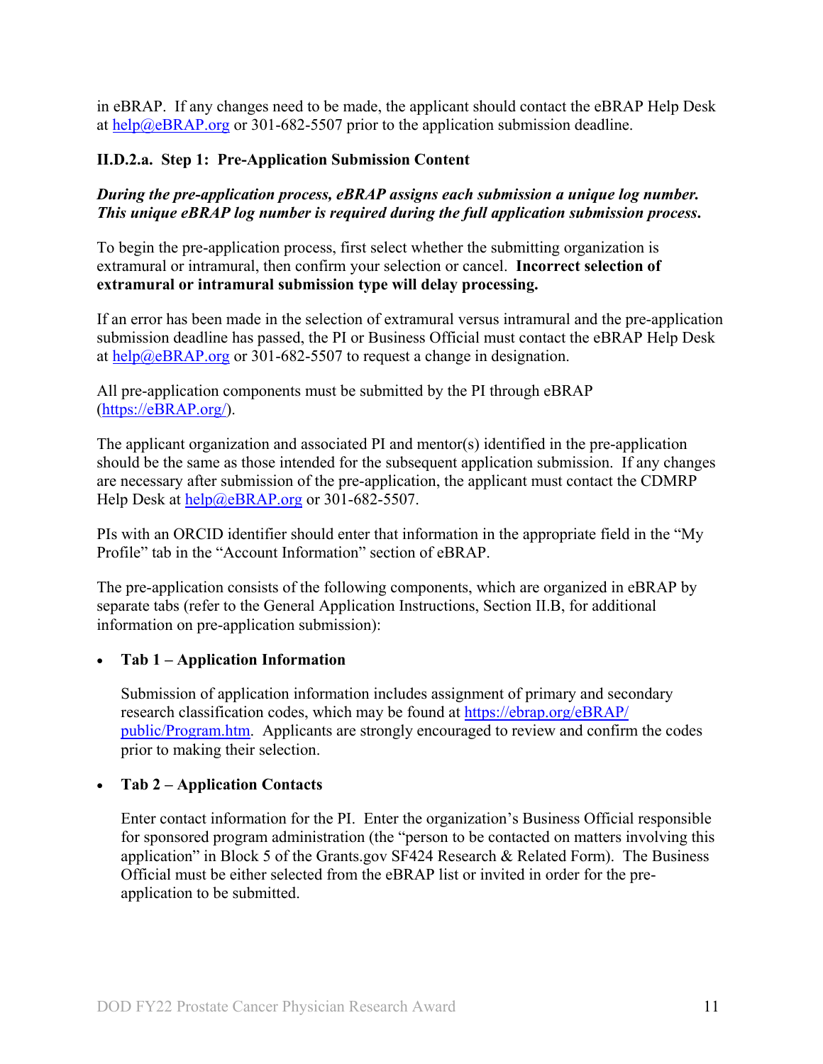in eBRAP. If any changes need to be made, the applicant should contact the eBRAP Help Desk at help@eBRAP.org or 301-682-5507 prior to the application submission deadline.

#### II.D.2.a. Step 1: Pre-Application Submission Content

***During the pre-application process, eBRAP assigns each submission a unique log number. This unique eBRAP log number is required during the full application submission process.***

To begin the pre-application process, first select whether the submitting organization is extramural or intramural, then confirm your selection or cancel. **Incorrect selection of extramural or intramural submission type will delay processing.**

If an error has been made in the selection of extramural versus intramural and the pre-application submission deadline has passed, the PI or Business Official must contact the eBRAP Help Desk at help@eBRAP.org or 301-682-5507 to request a change in designation.

All pre-application components must be submitted by the PI through eBRAP (https://eBRAP.org/).

The applicant organization and associated PI and mentor(s) identified in the pre-application should be the same as those intended for the subsequent application submission. If any changes are necessary after submission of the pre-application, the applicant must contact the CDMRP Help Desk at help@eBRAP.org or 301-682-5507.

PIs with an ORCID identifier should enter that information in the appropriate field in the "My Profile" tab in the "Account Information" section of eBRAP.

The pre-application consists of the following components, which are organized in eBRAP by separate tabs (refer to the General Application Instructions, Section II.B, for additional information on pre-application submission):

- **Tab 1 – Application Information**

  Submission of application information includes assignment of primary and secondary research classification codes, which may be found at https://ebrap.org/eBRAP/public/Program.htm. Applicants are strongly encouraged to review and confirm the codes prior to making their selection.

- **Tab 2 – Application Contacts**

  Enter contact information for the PI. Enter the organization's Business Official responsible for sponsored program administration (the "person to be contacted on matters involving this application" in Block 5 of the Grants.gov SF424 Research & Related Form). The Business Official must be either selected from the eBRAP list or invited in order for the pre-application to be submitted.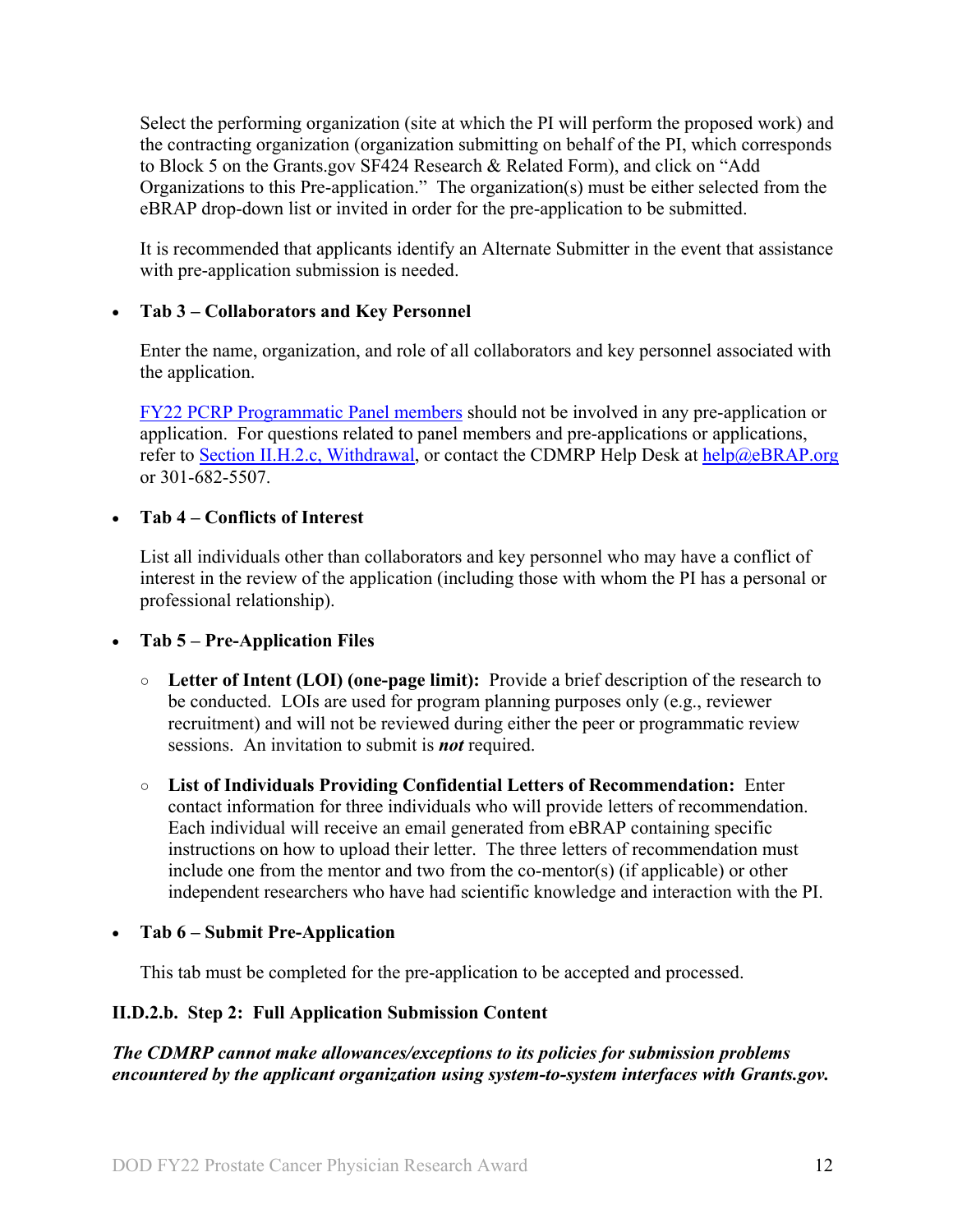Select the performing organization (site at which the PI will perform the proposed work) and the contracting organization (organization submitting on behalf of the PI, which corresponds to Block 5 on the Grants.gov SF424 Research & Related Form), and click on "Add Organizations to this Pre-application." The organization(s) must be either selected from the eBRAP drop-down list or invited in order for the pre-application to be submitted.

It is recommended that applicants identify an Alternate Submitter in the event that assistance with pre-application submission is needed.

- **Tab 3 – Collaborators and Key Personnel**

  Enter the name, organization, and role of all collaborators and key personnel associated with the application.

  FY22 PCRP Programmatic Panel members should not be involved in any pre-application or application. For questions related to panel members and pre-applications or applications, refer to Section II.H.2.c, Withdrawal, or contact the CDMRP Help Desk at help@eBRAP.org or 301-682-5507.

- **Tab 4 – Conflicts of Interest**

  List all individuals other than collaborators and key personnel who may have a conflict of interest in the review of the application (including those with whom the PI has a personal or professional relationship).

- **Tab 5 – Pre-Application Files**

  - **Letter of Intent (LOI) (one-page limit):** Provide a brief description of the research to be conducted. LOIs are used for program planning purposes only (e.g., reviewer recruitment) and will not be reviewed during either the peer or programmatic review sessions. An invitation to submit is ***not*** required.

  - **List of Individuals Providing Confidential Letters of Recommendation:** Enter contact information for three individuals who will provide letters of recommendation. Each individual will receive an email generated from eBRAP containing specific instructions on how to upload their letter. The three letters of recommendation must include one from the mentor and two from the co-mentor(s) (if applicable) or other independent researchers who have had scientific knowledge and interaction with the PI.

- **Tab 6 – Submit Pre-Application**

  This tab must be completed for the pre-application to be accepted and processed.

#### II.D.2.b. Step 2: Full Application Submission Content

***The CDMRP cannot make allowances/exceptions to its policies for submission problems encountered by the applicant organization using system-to-system interfaces with Grants.gov.***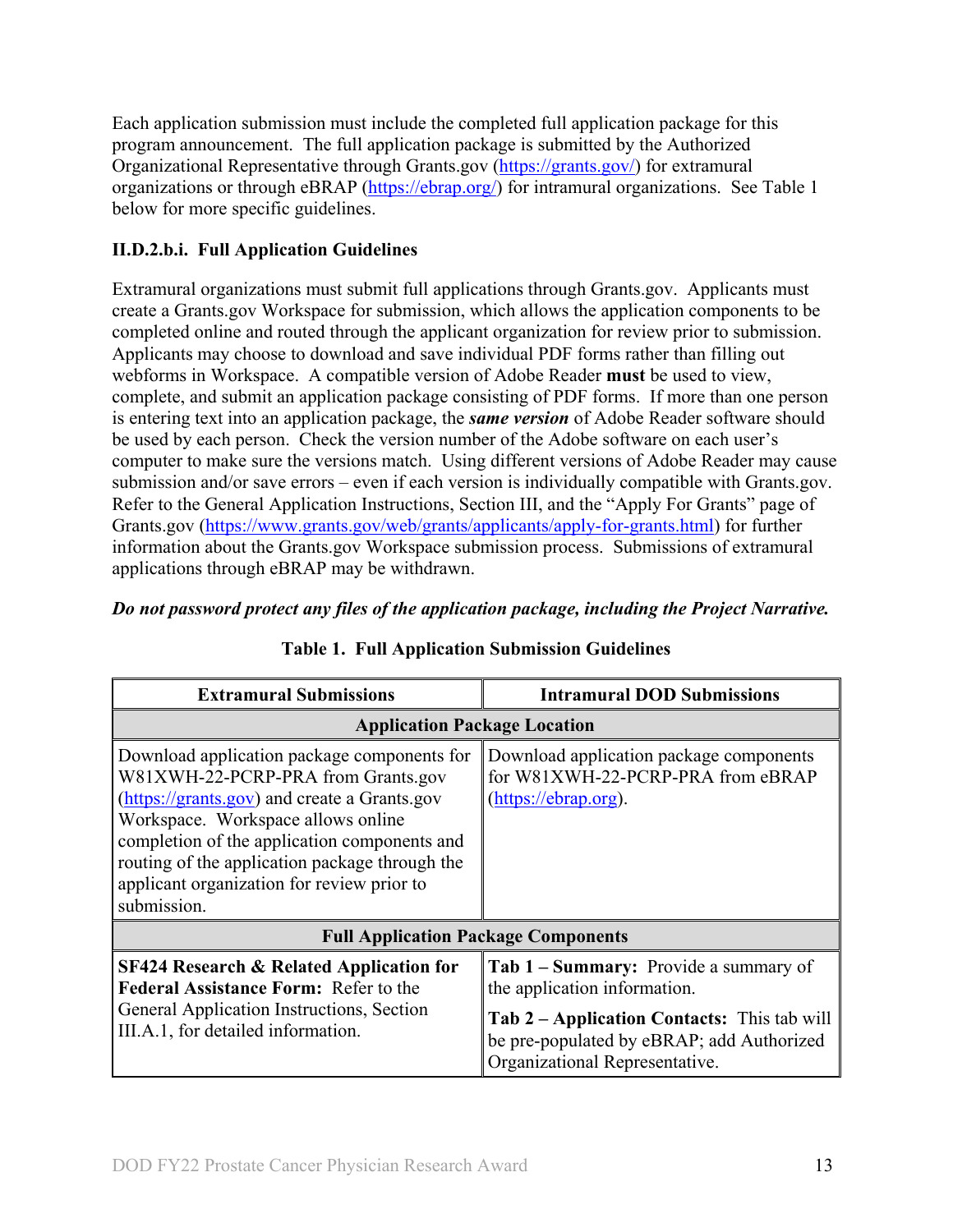Each application submission must include the completed full application package for this program announcement. The full application package is submitted by the Authorized Organizational Representative through Grants.gov (https://grants.gov/) for extramural organizations or through eBRAP (https://ebrap.org/) for intramural organizations. See Table 1 below for more specific guidelines.

### II.D.2.b.i. Full Application Guidelines

Extramural organizations must submit full applications through Grants.gov. Applicants must create a Grants.gov Workspace for submission, which allows the application components to be completed online and routed through the applicant organization for review prior to submission. Applicants may choose to download and save individual PDF forms rather than filling out webforms in Workspace. A compatible version of Adobe Reader **must** be used to view, complete, and submit an application package consisting of PDF forms. If more than one person is entering text into an application package, the ***same version*** of Adobe Reader software should be used by each person. Check the version number of the Adobe software on each user's computer to make sure the versions match. Using different versions of Adobe Reader may cause submission and/or save errors – even if each version is individually compatible with Grants.gov. Refer to the General Application Instructions, Section III, and the "Apply For Grants" page of Grants.gov (https://www.grants.gov/web/grants/applicants/apply-for-grants.html) for further information about the Grants.gov Workspace submission process. Submissions of extramural applications through eBRAP may be withdrawn.

***Do not password protect any files of the application package, including the Project Narrative.***

**Table 1. Full Application Submission Guidelines**

| Extramural Submissions | Intramural DOD Submissions |
|---|---|
| **Application Package Location** | |
| Download application package components for W81XWH-22-PCRP-PRA from Grants.gov (https://grants.gov) and create a Grants.gov Workspace. Workspace allows online completion of the application components and routing of the application package through the applicant organization for review prior to submission. | Download application package components for W81XWH-22-PCRP-PRA from eBRAP (https://ebrap.org). |
| **Full Application Package Components** | |
| **SF424 Research & Related Application for Federal Assistance Form:** Refer to the General Application Instructions, Section III.A.1, for detailed information. | **Tab 1 – Summary:** Provide a summary of the application information.<br><br>**Tab 2 – Application Contacts:** This tab will be pre-populated by eBRAP; add Authorized Organizational Representative. |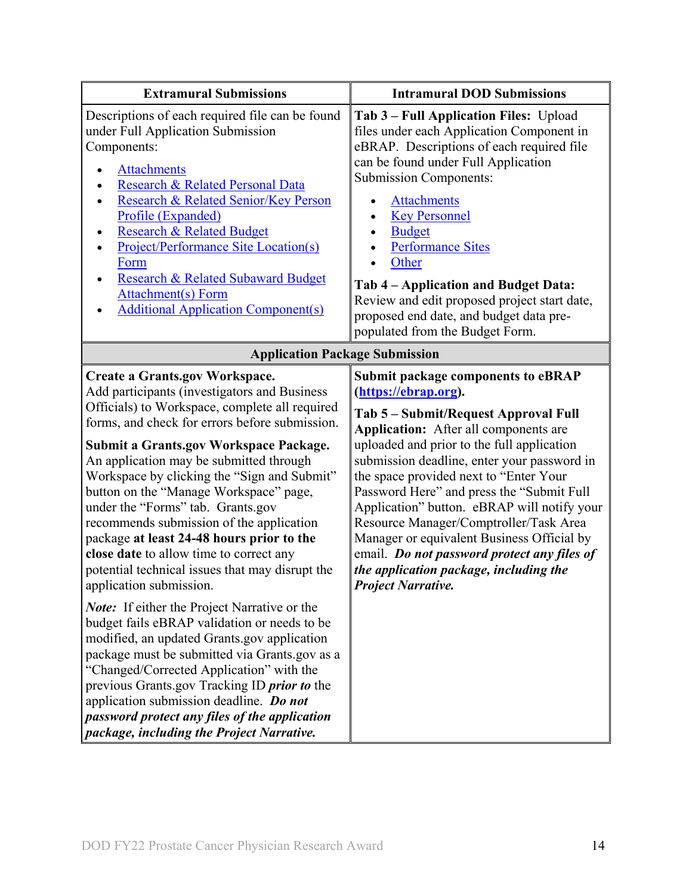| Extramural Submissions | Intramural DOD Submissions |
| --- | --- |
| Descriptions of each required file can be found under Full Application Submission Components:<br>• Attachments<br>• Research & Related Personal Data<br>• Research & Related Senior/Key Person Profile (Expanded)<br>• Research & Related Budget<br>• Project/Performance Site Location(s) Form<br>• Research & Related Subaward Budget Attachment(s) Form<br>• Additional Application Component(s) | **Tab 3 – Full Application Files:** Upload files under each Application Component in eBRAP. Descriptions of each required file can be found under Full Application Submission Components:<br>• Attachments<br>• Key Personnel<br>• Budget<br>• Performance Sites<br>• Other<br><br>**Tab 4 – Application and Budget Data:** Review and edit proposed project start date, proposed end date, and budget data pre-populated from the Budget Form. |
| **Application Package Submission** | |
| **Create a Grants.gov Workspace.** Add participants (investigators and Business Officials) to Workspace, complete all required forms, and check for errors before submission.<br><br>**Submit a Grants.gov Workspace Package.** An application may be submitted through Workspace by clicking the "Sign and Submit" button on the "Manage Workspace" page, under the "Forms" tab. Grants.gov recommends submission of the application package **at least 24-48 hours prior to the close date** to allow time to correct any potential technical issues that may disrupt the application submission.<br><br>***Note:*** If either the Project Narrative or the budget fails eBRAP validation or needs to be modified, an updated Grants.gov application package must be submitted via Grants.gov as a "Changed/Corrected Application" with the previous Grants.gov Tracking ID ***prior to*** the application submission deadline. ***Do not password protect any files of the application package, including the Project Narrative.*** | **Submit package components to eBRAP (https://ebrap.org).**<br><br>**Tab 5 – Submit/Request Approval Full Application:** After all components are uploaded and prior to the full application submission deadline, enter your password in the space provided next to "Enter Your Password Here" and press the "Submit Full Application" button. eBRAP will notify your Resource Manager/Comptroller/Task Area Manager or equivalent Business Official by email. ***Do not password protect any files of the application package, including the Project Narrative.*** |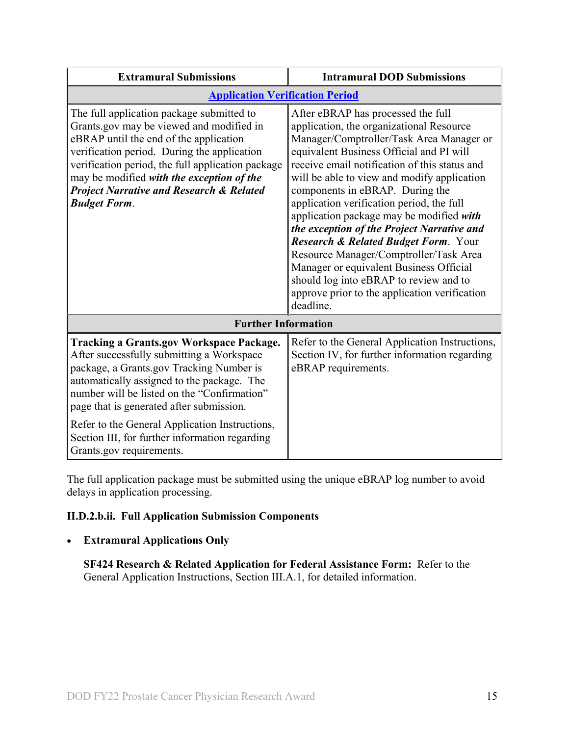| Extramural Submissions | Intramural DOD Submissions |
|---|---|
| **Application Verification Period** | |
| The full application package submitted to Grants.gov may be viewed and modified in eBRAP until the end of the application verification period. During the application verification period, the full application package may be modified ***with the exception of the Project Narrative and Research & Related Budget Form***. | After eBRAP has processed the full application, the organizational Resource Manager/Comptroller/Task Area Manager or equivalent Business Official and PI will receive email notification of this status and will be able to view and modify application components in eBRAP. During the application verification period, the full application package may be modified ***with the exception of the Project Narrative and Research & Related Budget Form***. Your Resource Manager/Comptroller/Task Area Manager or equivalent Business Official should log into eBRAP to review and to approve prior to the application verification deadline. |
| **Further Information** | |
| **Tracking a Grants.gov Workspace Package.** After successfully submitting a Workspace package, a Grants.gov Tracking Number is automatically assigned to the package. The number will be listed on the "Confirmation" page that is generated after submission. Refer to the General Application Instructions, Section III, for further information regarding Grants.gov requirements. | Refer to the General Application Instructions, Section IV, for further information regarding eBRAP requirements. |

The full application package must be submitted using the unique eBRAP log number to avoid delays in application processing.

### II.D.2.b.ii. Full Application Submission Components

- **Extramural Applications Only**

  **SF424 Research & Related Application for Federal Assistance Form:** Refer to the General Application Instructions, Section III.A.1, for detailed information.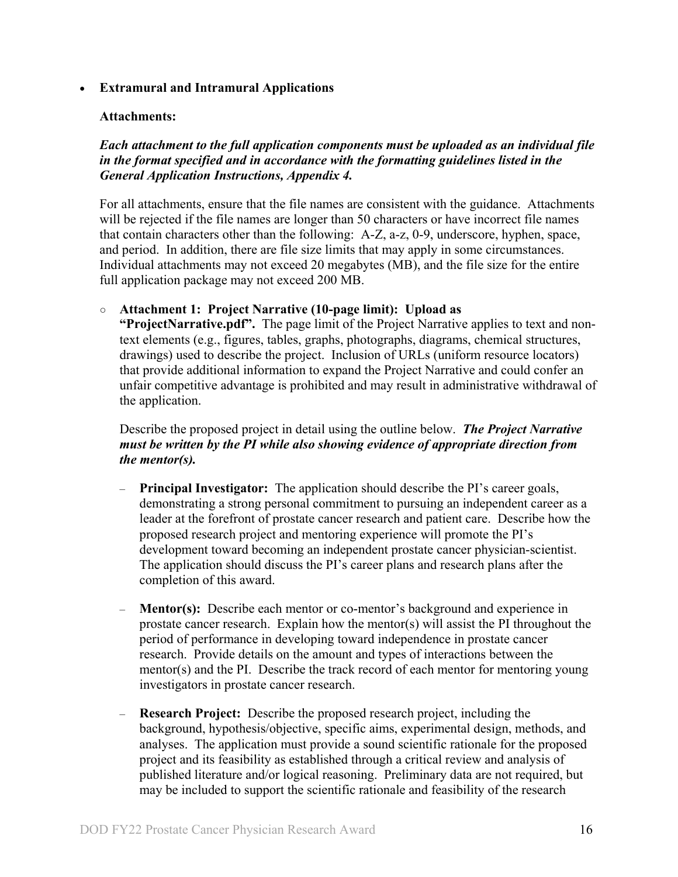- **Extramural and Intramural Applications**

  **Attachments:**

  ***Each attachment to the full application components must be uploaded as an individual file in the format specified and in accordance with the formatting guidelines listed in the General Application Instructions, Appendix 4.***

  For all attachments, ensure that the file names are consistent with the guidance. Attachments will be rejected if the file names are longer than 50 characters or have incorrect file names that contain characters other than the following: A-Z, a-z, 0-9, underscore, hyphen, space, and period. In addition, there are file size limits that may apply in some circumstances. Individual attachments may not exceed 20 megabytes (MB), and the file size for the entire full application package may not exceed 200 MB.

  - **Attachment 1: Project Narrative (10-page limit): Upload as "ProjectNarrative.pdf".** The page limit of the Project Narrative applies to text and non-text elements (e.g., figures, tables, graphs, photographs, diagrams, chemical structures, drawings) used to describe the project. Inclusion of URLs (uniform resource locators) that provide additional information to expand the Project Narrative and could confer an unfair competitive advantage is prohibited and may result in administrative withdrawal of the application.

    Describe the proposed project in detail using the outline below. ***The Project Narrative must be written by the PI while also showing evidence of appropriate direction from the mentor(s).***

    - **Principal Investigator:** The application should describe the PI's career goals, demonstrating a strong personal commitment to pursuing an independent career as a leader at the forefront of prostate cancer research and patient care. Describe how the proposed research project and mentoring experience will promote the PI's development toward becoming an independent prostate cancer physician-scientist. The application should discuss the PI's career plans and research plans after the completion of this award.

    - **Mentor(s):** Describe each mentor or co-mentor's background and experience in prostate cancer research. Explain how the mentor(s) will assist the PI throughout the period of performance in developing toward independence in prostate cancer research. Provide details on the amount and types of interactions between the mentor(s) and the PI. Describe the track record of each mentor for mentoring young investigators in prostate cancer research.

    - **Research Project:** Describe the proposed research project, including the background, hypothesis/objective, specific aims, experimental design, methods, and analyses. The application must provide a sound scientific rationale for the proposed project and its feasibility as established through a critical review and analysis of published literature and/or logical reasoning. Preliminary data are not required, but may be included to support the scientific rationale and feasibility of the research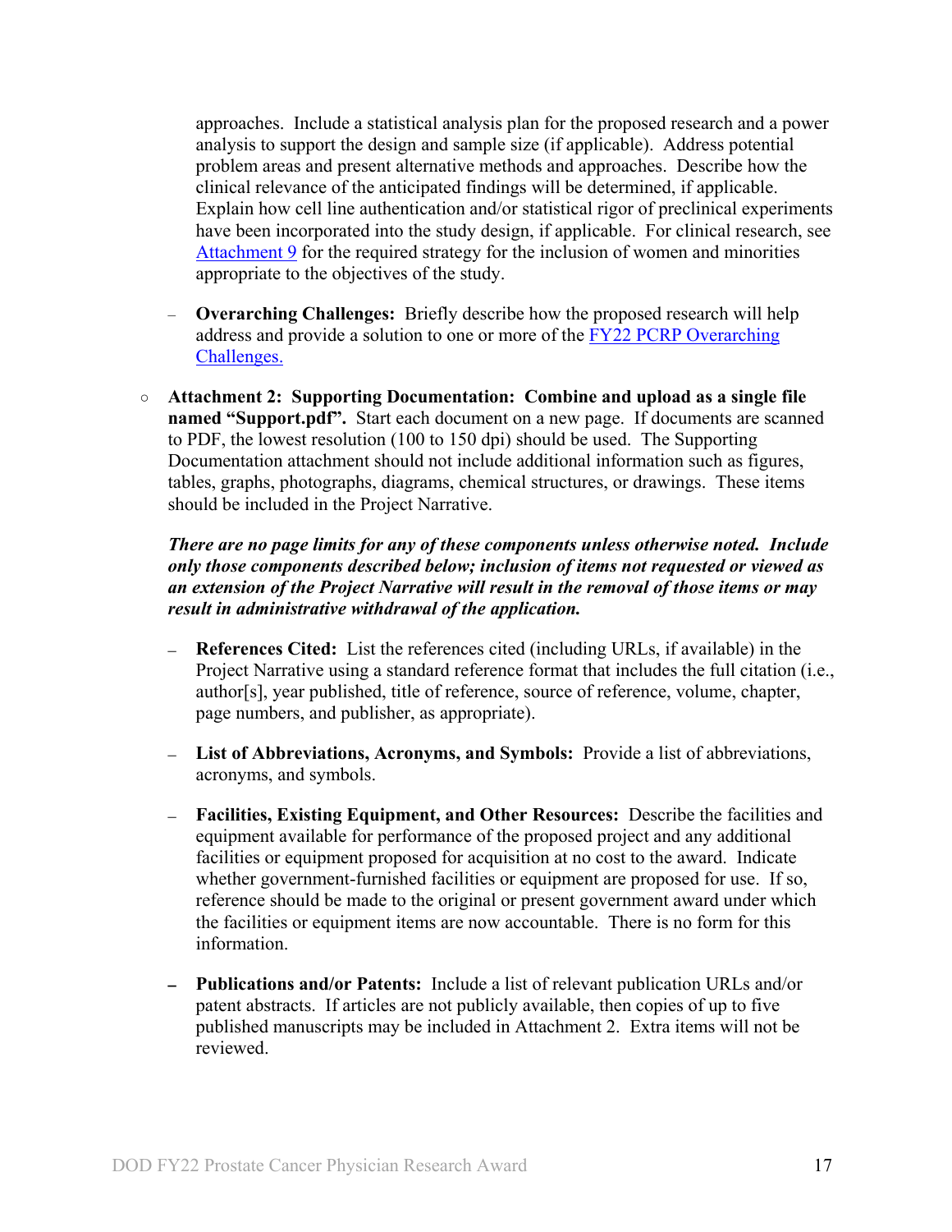approaches. Include a statistical analysis plan for the proposed research and a power analysis to support the design and sample size (if applicable). Address potential problem areas and present alternative methods and approaches. Describe how the clinical relevance of the anticipated findings will be determined, if applicable. Explain how cell line authentication and/or statistical rigor of preclinical experiments have been incorporated into the study design, if applicable. For clinical research, see [Attachment 9](#) for the required strategy for the inclusion of women and minorities appropriate to the objectives of the study.

- **Overarching Challenges:** Briefly describe how the proposed research will help address and provide a solution to one or more of the [FY22 PCRP Overarching Challenges.](#)

- **Attachment 2: Supporting Documentation: Combine and upload as a single file named "Support.pdf".** Start each document on a new page. If documents are scanned to PDF, the lowest resolution (100 to 150 dpi) should be used. The Supporting Documentation attachment should not include additional information such as figures, tables, graphs, photographs, diagrams, chemical structures, or drawings. These items should be included in the Project Narrative.

  ***There are no page limits for any of these components unless otherwise noted. Include only those components described below; inclusion of items not requested or viewed as an extension of the Project Narrative will result in the removal of those items or may result in administrative withdrawal of the application.***

  - **References Cited:** List the references cited (including URLs, if available) in the Project Narrative using a standard reference format that includes the full citation (i.e., author[s], year published, title of reference, source of reference, volume, chapter, page numbers, and publisher, as appropriate).

  - **List of Abbreviations, Acronyms, and Symbols:** Provide a list of abbreviations, acronyms, and symbols.

  - **Facilities, Existing Equipment, and Other Resources:** Describe the facilities and equipment available for performance of the proposed project and any additional facilities or equipment proposed for acquisition at no cost to the award. Indicate whether government-furnished facilities or equipment are proposed for use. If so, reference should be made to the original or present government award under which the facilities or equipment items are now accountable. There is no form for this information.

  - **Publications and/or Patents:** Include a list of relevant publication URLs and/or patent abstracts. If articles are not publicly available, then copies of up to five published manuscripts may be included in Attachment 2. Extra items will not be reviewed.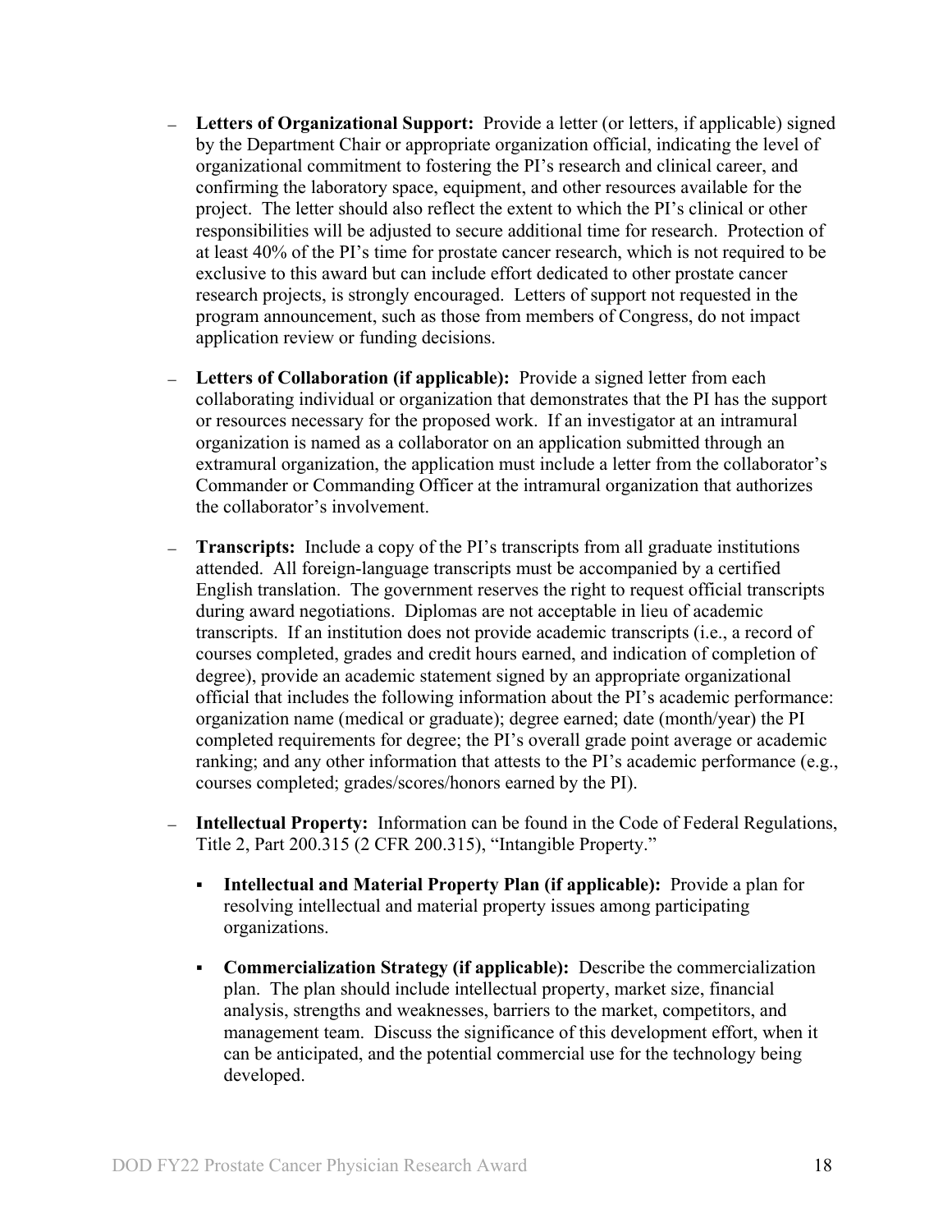- **Letters of Organizational Support:** Provide a letter (or letters, if applicable) signed by the Department Chair or appropriate organization official, indicating the level of organizational commitment to fostering the PI's research and clinical career, and confirming the laboratory space, equipment, and other resources available for the project. The letter should also reflect the extent to which the PI's clinical or other responsibilities will be adjusted to secure additional time for research. Protection of at least 40% of the PI's time for prostate cancer research, which is not required to be exclusive to this award but can include effort dedicated to other prostate cancer research projects, is strongly encouraged. Letters of support not requested in the program announcement, such as those from members of Congress, do not impact application review or funding decisions.

- **Letters of Collaboration (if applicable):** Provide a signed letter from each collaborating individual or organization that demonstrates that the PI has the support or resources necessary for the proposed work. If an investigator at an intramural organization is named as a collaborator on an application submitted through an extramural organization, the application must include a letter from the collaborator's Commander or Commanding Officer at the intramural organization that authorizes the collaborator's involvement.

- **Transcripts:** Include a copy of the PI's transcripts from all graduate institutions attended. All foreign-language transcripts must be accompanied by a certified English translation. The government reserves the right to request official transcripts during award negotiations. Diplomas are not acceptable in lieu of academic transcripts. If an institution does not provide academic transcripts (i.e., a record of courses completed, grades and credit hours earned, and indication of completion of degree), provide an academic statement signed by an appropriate organizational official that includes the following information about the PI's academic performance: organization name (medical or graduate); degree earned; date (month/year) the PI completed requirements for degree; the PI's overall grade point average or academic ranking; and any other information that attests to the PI's academic performance (e.g., courses completed; grades/scores/honors earned by the PI).

- **Intellectual Property:** Information can be found in the Code of Federal Regulations, Title 2, Part 200.315 (2 CFR 200.315), "Intangible Property."

  - **Intellectual and Material Property Plan (if applicable):** Provide a plan for resolving intellectual and material property issues among participating organizations.

  - **Commercialization Strategy (if applicable):** Describe the commercialization plan. The plan should include intellectual property, market size, financial analysis, strengths and weaknesses, barriers to the market, competitors, and management team. Discuss the significance of this development effort, when it can be anticipated, and the potential commercial use for the technology being developed.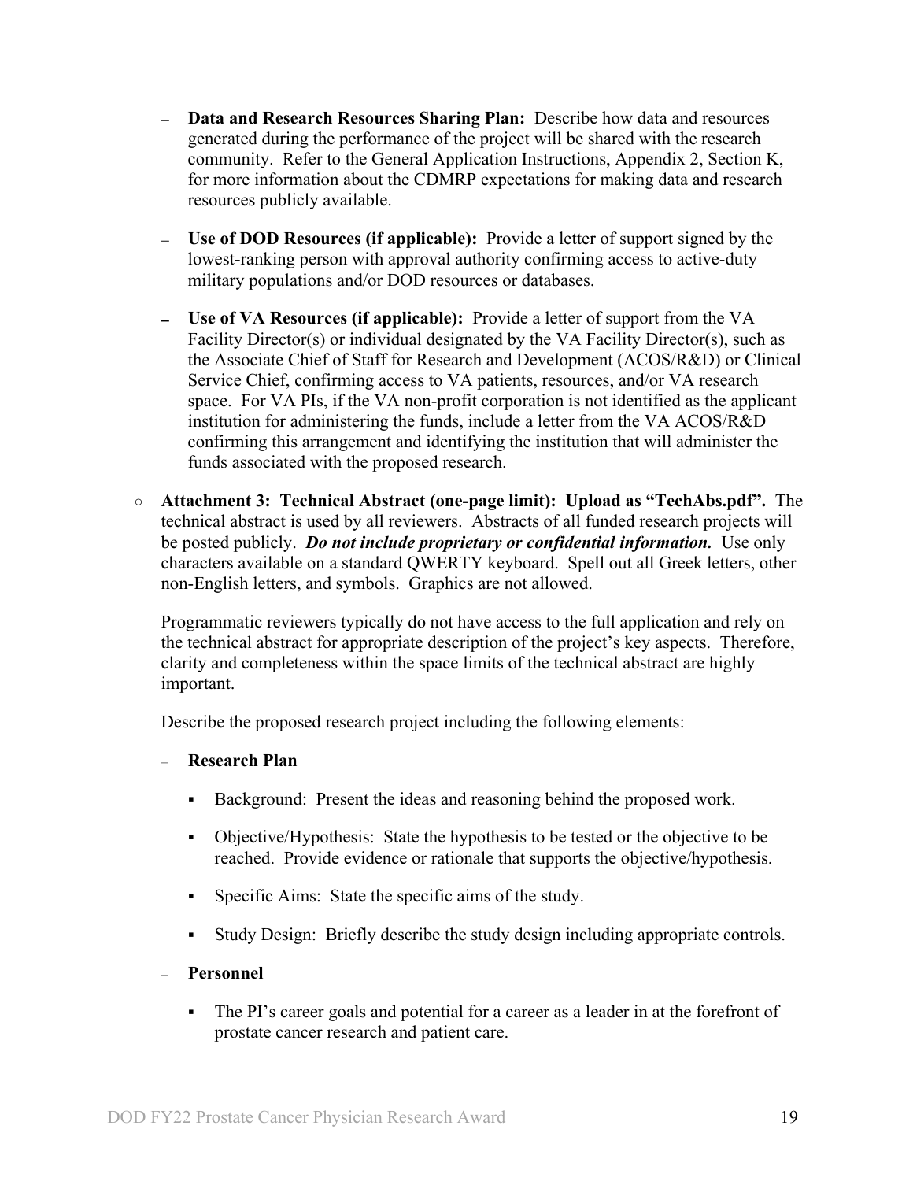- **Data and Research Resources Sharing Plan:** Describe how data and resources generated during the performance of the project will be shared with the research community. Refer to the General Application Instructions, Appendix 2, Section K, for more information about the CDMRP expectations for making data and research resources publicly available.

- **Use of DOD Resources (if applicable):** Provide a letter of support signed by the lowest-ranking person with approval authority confirming access to active-duty military populations and/or DOD resources or databases.

- **Use of VA Resources (if applicable):** Provide a letter of support from the VA Facility Director(s) or individual designated by the VA Facility Director(s), such as the Associate Chief of Staff for Research and Development (ACOS/R&D) or Clinical Service Chief, confirming access to VA patients, resources, and/or VA research space. For VA PIs, if the VA non-profit corporation is not identified as the applicant institution for administering the funds, include a letter from the VA ACOS/R&D confirming this arrangement and identifying the institution that will administer the funds associated with the proposed research.

○ **Attachment 3: Technical Abstract (one-page limit): Upload as "TechAbs.pdf".** The technical abstract is used by all reviewers. Abstracts of all funded research projects will be posted publicly. ***Do not include proprietary or confidential information.*** Use only characters available on a standard QWERTY keyboard. Spell out all Greek letters, other non-English letters, and symbols. Graphics are not allowed.

  Programmatic reviewers typically do not have access to the full application and rely on the technical abstract for appropriate description of the project's key aspects. Therefore, clarity and completeness within the space limits of the technical abstract are highly important.

  Describe the proposed research project including the following elements:

  - **Research Plan**
    - Background: Present the ideas and reasoning behind the proposed work.
    - Objective/Hypothesis: State the hypothesis to be tested or the objective to be reached. Provide evidence or rationale that supports the objective/hypothesis.
    - Specific Aims: State the specific aims of the study.
    - Study Design: Briefly describe the study design including appropriate controls.

  - **Personnel**
    - The PI's career goals and potential for a career as a leader in at the forefront of prostate cancer research and patient care.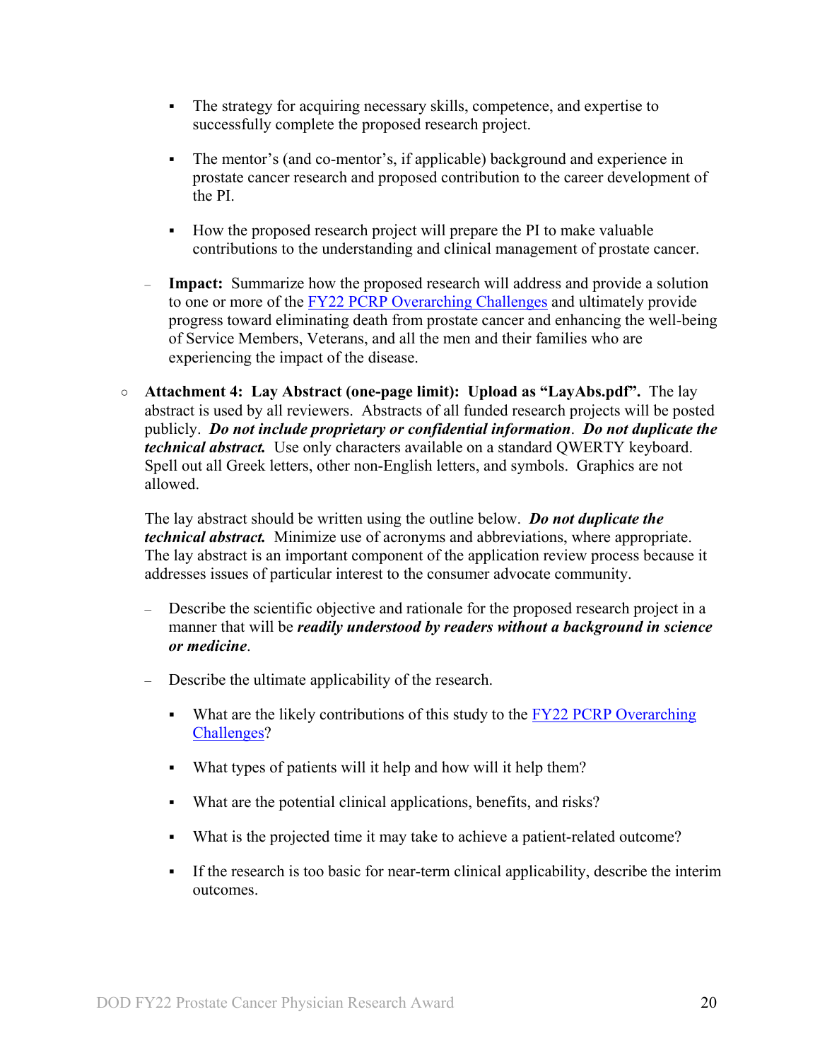- The strategy for acquiring necessary skills, competence, and expertise to successfully complete the proposed research project.

    - The mentor's (and co-mentor's, if applicable) background and experience in prostate cancer research and proposed contribution to the career development of the PI.

    - How the proposed research project will prepare the PI to make valuable contributions to the understanding and clinical management of prostate cancer.

  - **Impact:** Summarize how the proposed research will address and provide a solution to one or more of the FY22 PCRP Overarching Challenges and ultimately provide progress toward eliminating death from prostate cancer and enhancing the well-being of Service Members, Veterans, and all the men and their families who are experiencing the impact of the disease.

- **Attachment 4: Lay Abstract (one-page limit): Upload as "LayAbs.pdf".** The lay abstract is used by all reviewers. Abstracts of all funded research projects will be posted publicly. ***Do not include proprietary or confidential information***. ***Do not duplicate the technical abstract.*** Use only characters available on a standard QWERTY keyboard. Spell out all Greek letters, other non-English letters, and symbols. Graphics are not allowed.

  The lay abstract should be written using the outline below. ***Do not duplicate the technical abstract.*** Minimize use of acronyms and abbreviations, where appropriate. The lay abstract is an important component of the application review process because it addresses issues of particular interest to the consumer advocate community.

  - Describe the scientific objective and rationale for the proposed research project in a manner that will be ***readily understood by readers without a background in science or medicine***.

  - Describe the ultimate applicability of the research.

    - What are the likely contributions of this study to the FY22 PCRP Overarching Challenges?

    - What types of patients will it help and how will it help them?

    - What are the potential clinical applications, benefits, and risks?

    - What is the projected time it may take to achieve a patient-related outcome?

    - If the research is too basic for near-term clinical applicability, describe the interim outcomes.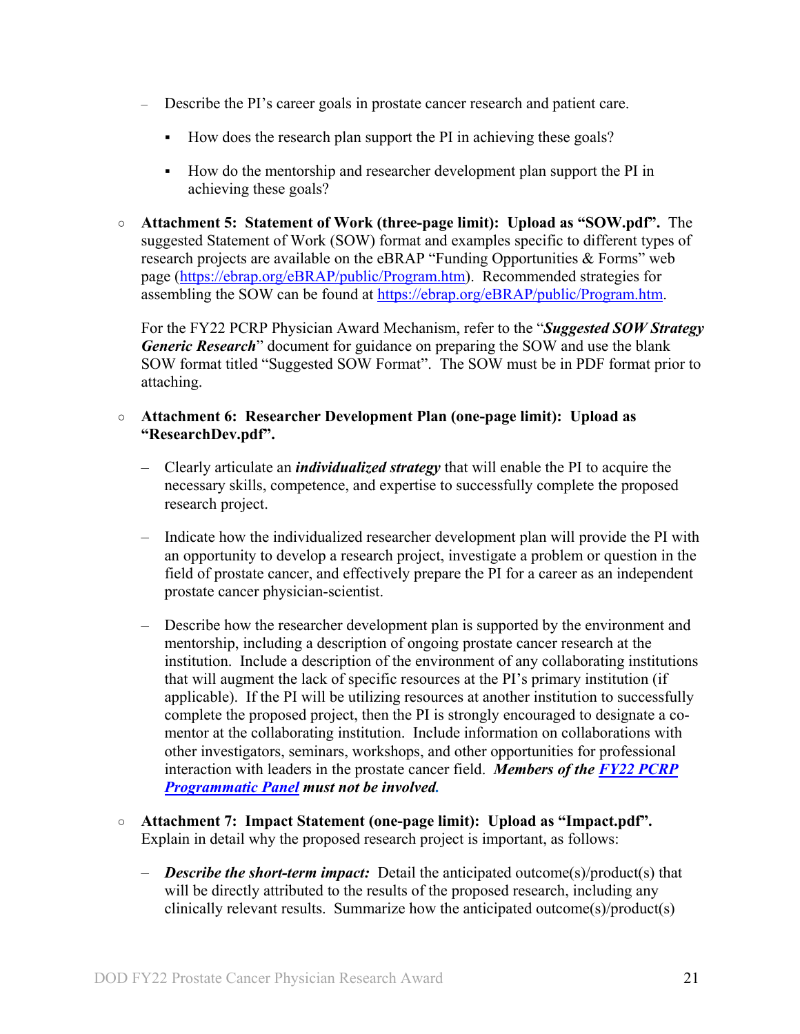- Describe the PI's career goals in prostate cancer research and patient care.

     - How does the research plan support the PI in achieving these goals?

     - How do the mentorship and researcher development plan support the PI in achieving these goals?

- **Attachment 5: Statement of Work (three-page limit): Upload as "SOW.pdf".** The suggested Statement of Work (SOW) format and examples specific to different types of research projects are available on the eBRAP "Funding Opportunities & Forms" web page ([https://ebrap.org/eBRAP/public/Program.htm](https://ebrap.org/eBRAP/public/Program.htm)). Recommended strategies for assembling the SOW can be found at [https://ebrap.org/eBRAP/public/Program.htm](https://ebrap.org/eBRAP/public/Program.htm).

  For the FY22 PCRP Physician Award Mechanism, refer to the "***Suggested SOW Strategy Generic Research***" document for guidance on preparing the SOW and use the blank SOW format titled "Suggested SOW Format". The SOW must be in PDF format prior to attaching.

- **Attachment 6: Researcher Development Plan (one-page limit): Upload as "ResearchDev.pdf".**

   - Clearly articulate an ***individualized strategy*** that will enable the PI to acquire the necessary skills, competence, and expertise to successfully complete the proposed research project.

   - Indicate how the individualized researcher development plan will provide the PI with an opportunity to develop a research project, investigate a problem or question in the field of prostate cancer, and effectively prepare the PI for a career as an independent prostate cancer physician-scientist.

   - Describe how the researcher development plan is supported by the environment and mentorship, including a description of ongoing prostate cancer research at the institution. Include a description of the environment of any collaborating institutions that will augment the lack of specific resources at the PI's primary institution (if applicable). If the PI will be utilizing resources at another institution to successfully complete the proposed project, then the PI is strongly encouraged to designate a co-mentor at the collaborating institution. Include information on collaborations with other investigators, seminars, workshops, and other opportunities for professional interaction with leaders in the prostate cancer field. ***Members of the FY22 PCRP Programmatic Panel must not be involved.***

- **Attachment 7: Impact Statement (one-page limit): Upload as "Impact.pdf".** Explain in detail why the proposed research project is important, as follows:

   - ***Describe the short-term impact:*** Detail the anticipated outcome(s)/product(s) that will be directly attributed to the results of the proposed research, including any clinically relevant results. Summarize how the anticipated outcome(s)/product(s)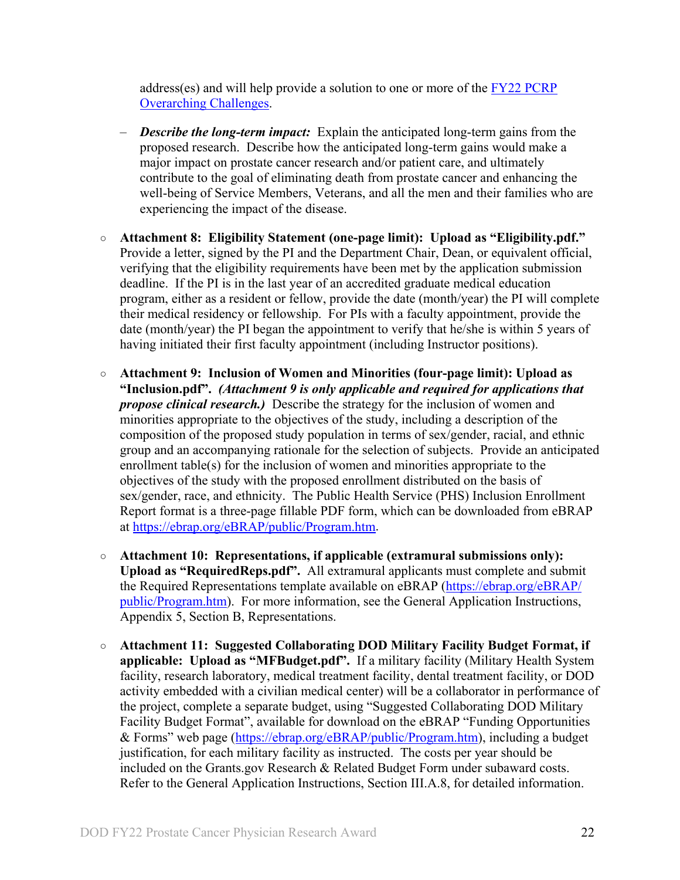address(es) and will help provide a solution to one or more of the [FY22 PCRP Overarching Challenges](#).

   – ***Describe the long-term impact:*** Explain the anticipated long-term gains from the proposed research. Describe how the anticipated long-term gains would make a major impact on prostate cancer research and/or patient care, and ultimately contribute to the goal of eliminating death from prostate cancer and enhancing the well-being of Service Members, Veterans, and all the men and their families who are experiencing the impact of the disease.

- **Attachment 8: Eligibility Statement (one-page limit): Upload as "Eligibility.pdf."** Provide a letter, signed by the PI and the Department Chair, Dean, or equivalent official, verifying that the eligibility requirements have been met by the application submission deadline. If the PI is in the last year of an accredited graduate medical education program, either as a resident or fellow, provide the date (month/year) the PI will complete their medical residency or fellowship. For PIs with a faculty appointment, provide the date (month/year) the PI began the appointment to verify that he/she is within 5 years of having initiated their first faculty appointment (including Instructor positions).

- **Attachment 9: Inclusion of Women and Minorities (four-page limit): Upload as "Inclusion.pdf".** ***(Attachment 9 is only applicable and required for applications that propose clinical research.)*** Describe the strategy for the inclusion of women and minorities appropriate to the objectives of the study, including a description of the composition of the proposed study population in terms of sex/gender, racial, and ethnic group and an accompanying rationale for the selection of subjects. Provide an anticipated enrollment table(s) for the inclusion of women and minorities appropriate to the objectives of the study with the proposed enrollment distributed on the basis of sex/gender, race, and ethnicity. The Public Health Service (PHS) Inclusion Enrollment Report format is a three-page fillable PDF form, which can be downloaded from eBRAP at https://ebrap.org/eBRAP/public/Program.htm.

- **Attachment 10: Representations, if applicable (extramural submissions only): Upload as "RequiredReps.pdf".** All extramural applicants must complete and submit the Required Representations template available on eBRAP (https://ebrap.org/eBRAP/public/Program.htm). For more information, see the General Application Instructions, Appendix 5, Section B, Representations.

- **Attachment 11: Suggested Collaborating DOD Military Facility Budget Format, if applicable: Upload as "MFBudget.pdf".** If a military facility (Military Health System facility, research laboratory, medical treatment facility, dental treatment facility, or DOD activity embedded with a civilian medical center) will be a collaborator in performance of the project, complete a separate budget, using "Suggested Collaborating DOD Military Facility Budget Format", available for download on the eBRAP "Funding Opportunities & Forms" web page (https://ebrap.org/eBRAP/public/Program.htm), including a budget justification, for each military facility as instructed. The costs per year should be included on the Grants.gov Research & Related Budget Form under subaward costs. Refer to the General Application Instructions, Section III.A.8, for detailed information.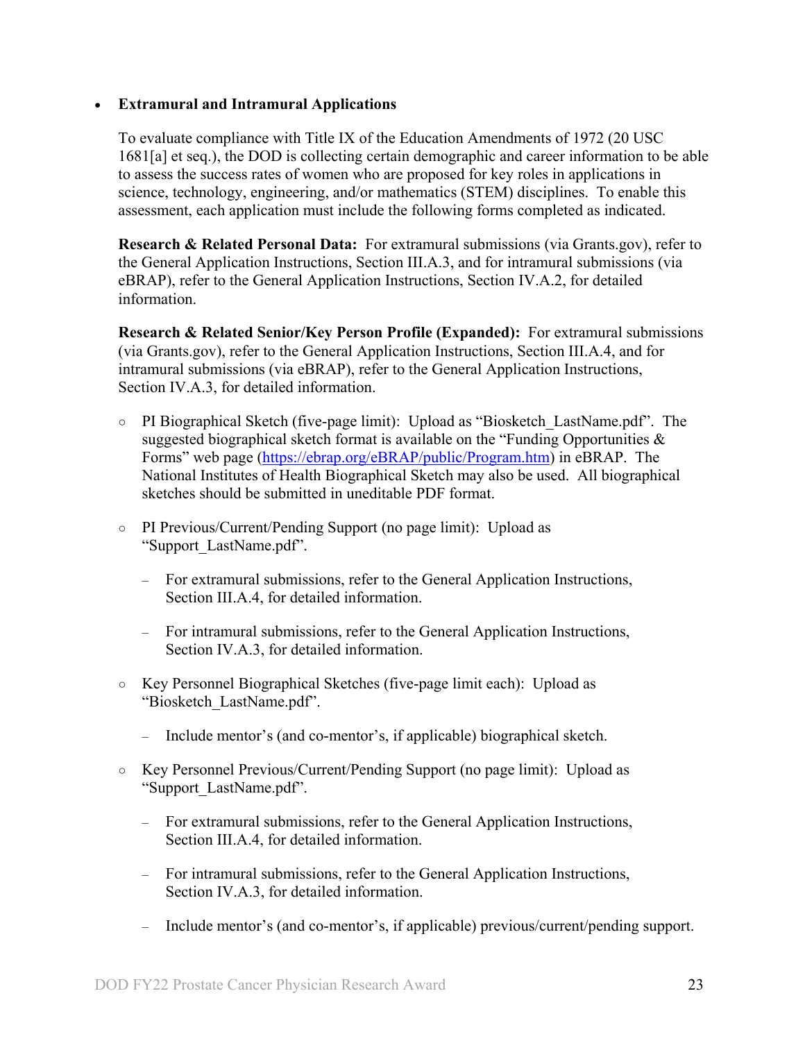- **Extramural and Intramural Applications**

  To evaluate compliance with Title IX of the Education Amendments of 1972 (20 USC 1681[a] et seq.), the DOD is collecting certain demographic and career information to be able to assess the success rates of women who are proposed for key roles in applications in science, technology, engineering, and/or mathematics (STEM) disciplines. To enable this assessment, each application must include the following forms completed as indicated.

  **Research & Related Personal Data:** For extramural submissions (via Grants.gov), refer to the General Application Instructions, Section III.A.3, and for intramural submissions (via eBRAP), refer to the General Application Instructions, Section IV.A.2, for detailed information.

  **Research & Related Senior/Key Person Profile (Expanded):** For extramural submissions (via Grants.gov), refer to the General Application Instructions, Section III.A.4, and for intramural submissions (via eBRAP), refer to the General Application Instructions, Section IV.A.3, for detailed information.

  - PI Biographical Sketch (five-page limit): Upload as "Biosketch_LastName.pdf". The suggested biographical sketch format is available on the "Funding Opportunities & Forms" web page (https://ebrap.org/eBRAP/public/Program.htm) in eBRAP. The National Institutes of Health Biographical Sketch may also be used. All biographical sketches should be submitted in uneditable PDF format.

  - PI Previous/Current/Pending Support (no page limit): Upload as "Support_LastName.pdf".

    - For extramural submissions, refer to the General Application Instructions, Section III.A.4, for detailed information.

    - For intramural submissions, refer to the General Application Instructions, Section IV.A.3, for detailed information.

  - Key Personnel Biographical Sketches (five-page limit each): Upload as "Biosketch_LastName.pdf".

    - Include mentor's (and co-mentor's, if applicable) biographical sketch.

  - Key Personnel Previous/Current/Pending Support (no page limit): Upload as "Support_LastName.pdf".

    - For extramural submissions, refer to the General Application Instructions, Section III.A.4, for detailed information.

    - For intramural submissions, refer to the General Application Instructions, Section IV.A.3, for detailed information.

    - Include mentor's (and co-mentor's, if applicable) previous/current/pending support.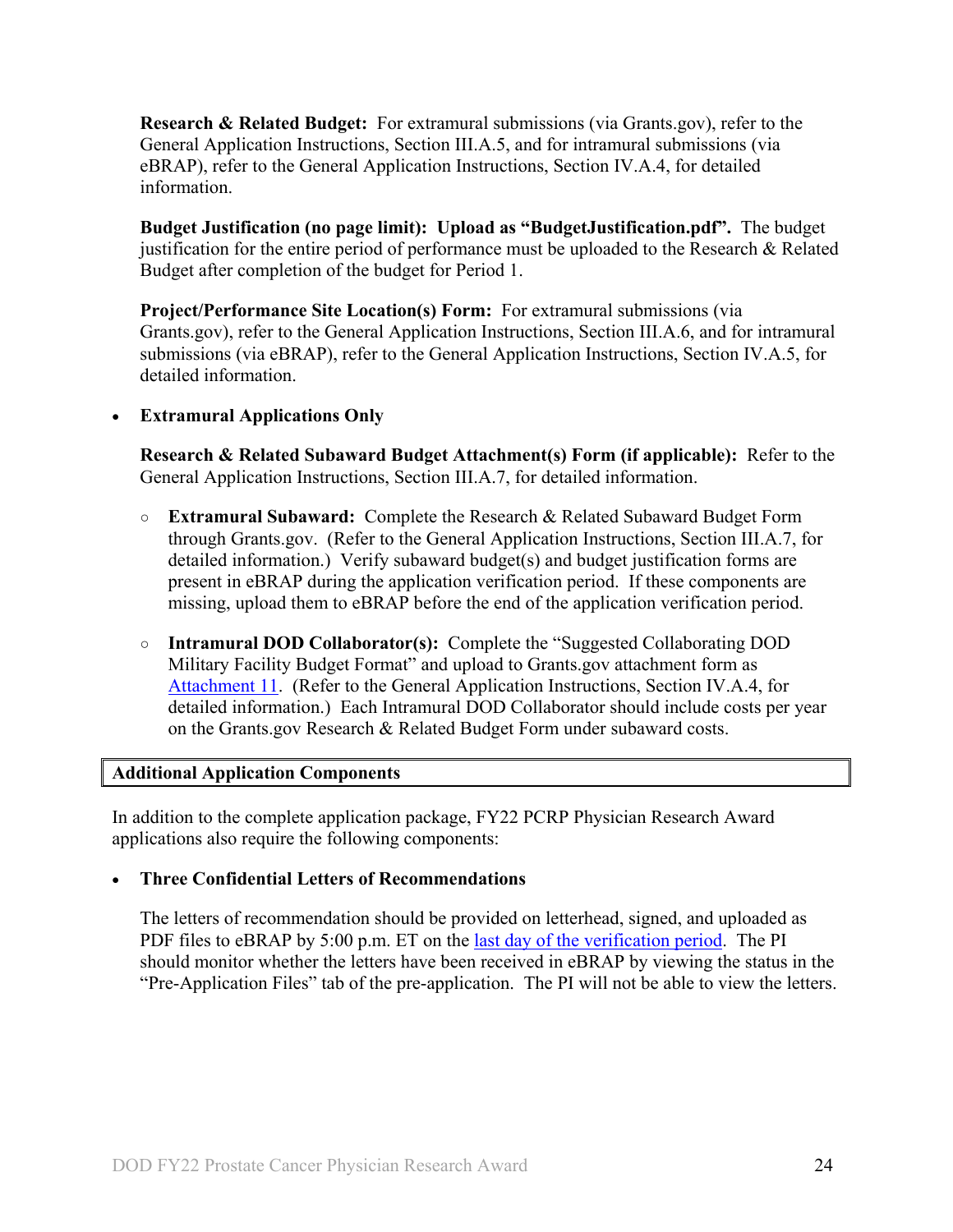**Research & Related Budget:** For extramural submissions (via Grants.gov), refer to the General Application Instructions, Section III.A.5, and for intramural submissions (via eBRAP), refer to the General Application Instructions, Section IV.A.4, for detailed information.

**Budget Justification (no page limit): Upload as "BudgetJustification.pdf".** The budget justification for the entire period of performance must be uploaded to the Research & Related Budget after completion of the budget for Period 1.

**Project/Performance Site Location(s) Form:** For extramural submissions (via Grants.gov), refer to the General Application Instructions, Section III.A.6, and for intramural submissions (via eBRAP), refer to the General Application Instructions, Section IV.A.5, for detailed information.

- **Extramural Applications Only**

  **Research & Related Subaward Budget Attachment(s) Form (if applicable):** Refer to the General Application Instructions, Section III.A.7, for detailed information.

  - **Extramural Subaward:** Complete the Research & Related Subaward Budget Form through Grants.gov. (Refer to the General Application Instructions, Section III.A.7, for detailed information.) Verify subaward budget(s) and budget justification forms are present in eBRAP during the application verification period. If these components are missing, upload them to eBRAP before the end of the application verification period.

  - **Intramural DOD Collaborator(s):** Complete the "Suggested Collaborating DOD Military Facility Budget Format" and upload to Grants.gov attachment form as Attachment 11. (Refer to the General Application Instructions, Section IV.A.4, for detailed information.) Each Intramural DOD Collaborator should include costs per year on the Grants.gov Research & Related Budget Form under subaward costs.

## Additional Application Components

In addition to the complete application package, FY22 PCRP Physician Research Award applications also require the following components:

- **Three Confidential Letters of Recommendations**

  The letters of recommendation should be provided on letterhead, signed, and uploaded as PDF files to eBRAP by 5:00 p.m. ET on the last day of the verification period. The PI should monitor whether the letters have been received in eBRAP by viewing the status in the "Pre-Application Files" tab of the pre-application. The PI will not be able to view the letters.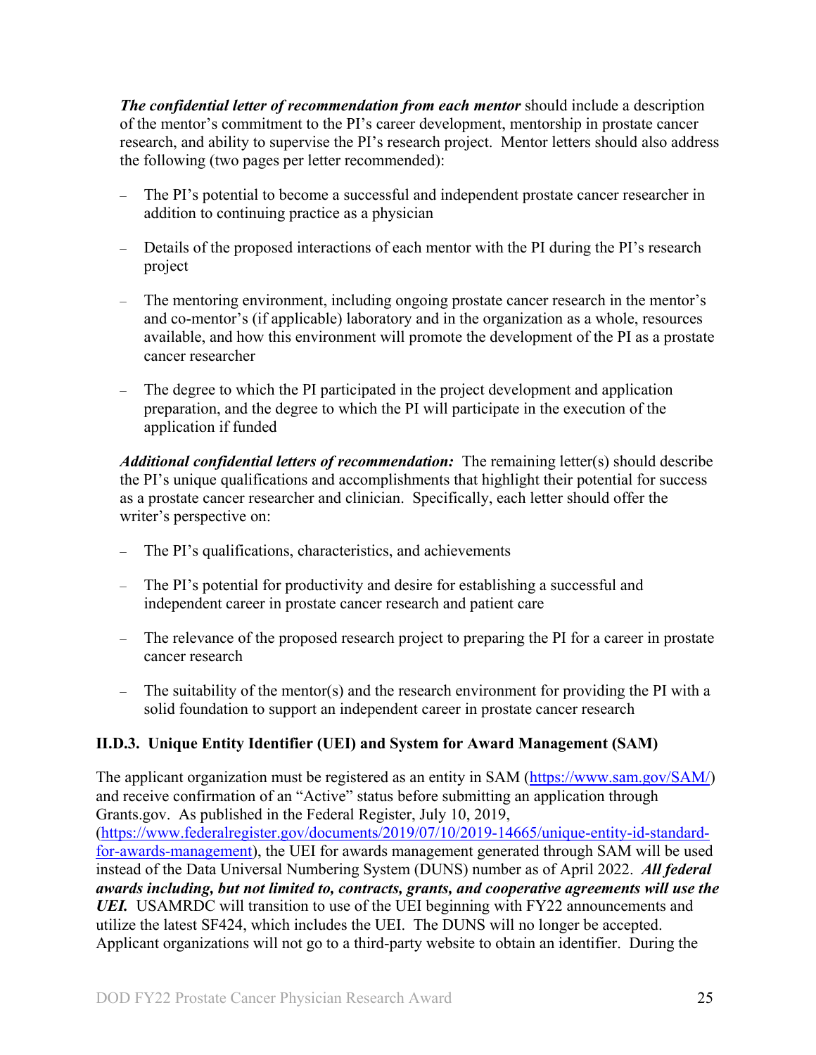***The confidential letter of recommendation from each mentor*** should include a description of the mentor's commitment to the PI's career development, mentorship in prostate cancer research, and ability to supervise the PI's research project. Mentor letters should also address the following (two pages per letter recommended):

- The PI's potential to become a successful and independent prostate cancer researcher in addition to continuing practice as a physician
- Details of the proposed interactions of each mentor with the PI during the PI's research project
- The mentoring environment, including ongoing prostate cancer research in the mentor's and co-mentor's (if applicable) laboratory and in the organization as a whole, resources available, and how this environment will promote the development of the PI as a prostate cancer researcher
- The degree to which the PI participated in the project development and application preparation, and the degree to which the PI will participate in the execution of the application if funded

***Additional confidential letters of recommendation:*** The remaining letter(s) should describe the PI's unique qualifications and accomplishments that highlight their potential for success as a prostate cancer researcher and clinician. Specifically, each letter should offer the writer's perspective on:

- The PI's qualifications, characteristics, and achievements
- The PI's potential for productivity and desire for establishing a successful and independent career in prostate cancer research and patient care
- The relevance of the proposed research project to preparing the PI for a career in prostate cancer research
- The suitability of the mentor(s) and the research environment for providing the PI with a solid foundation to support an independent career in prostate cancer research

### II.D.3. Unique Entity Identifier (UEI) and System for Award Management (SAM)

The applicant organization must be registered as an entity in SAM ([https://www.sam.gov/SAM/](https://www.sam.gov/SAM/)) and receive confirmation of an "Active" status before submitting an application through Grants.gov. As published in the Federal Register, July 10, 2019, ([https://www.federalregister.gov/documents/2019/07/10/2019-14665/unique-entity-id-standard-for-awards-management](https://www.federalregister.gov/documents/2019/07/10/2019-14665/unique-entity-id-standard-for-awards-management)), the UEI for awards management generated through SAM will be used instead of the Data Universal Numbering System (DUNS) number as of April 2022. ***All federal awards including, but not limited to, contracts, grants, and cooperative agreements will use the UEI.*** USAMRDC will transition to use of the UEI beginning with FY22 announcements and utilize the latest SF424, which includes the UEI. The DUNS will no longer be accepted. Applicant organizations will not go to a third-party website to obtain an identifier. During the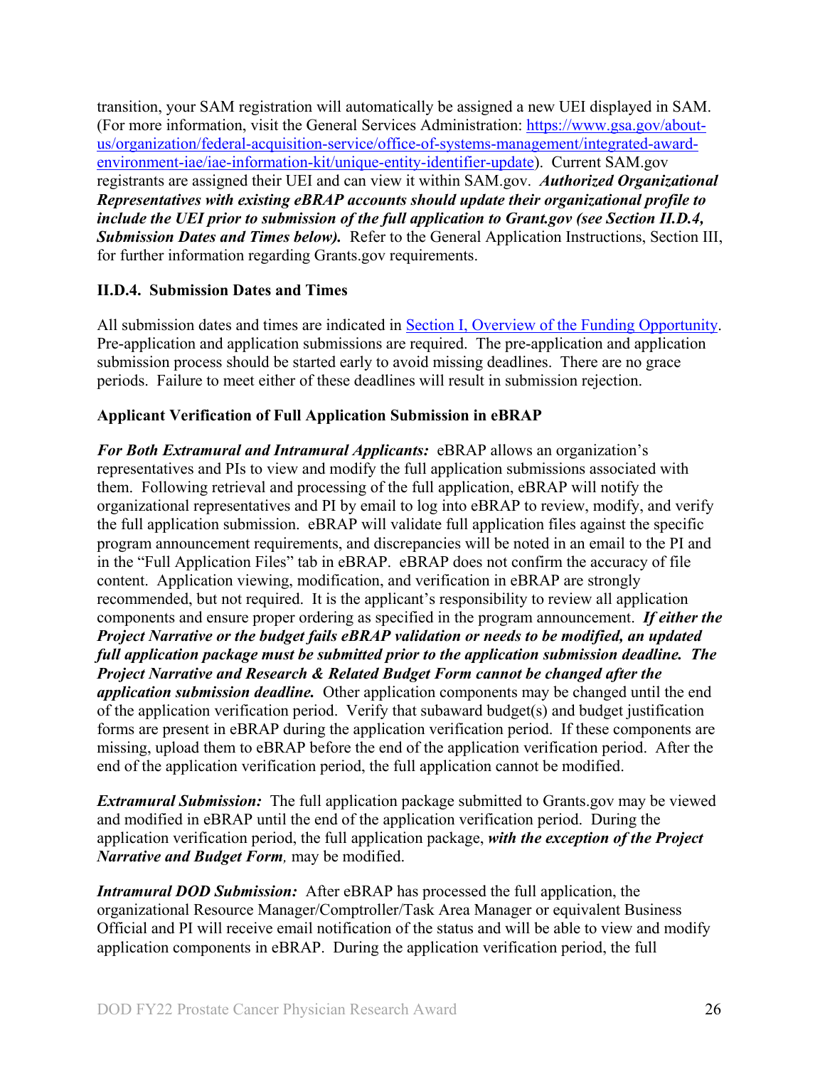transition, your SAM registration will automatically be assigned a new UEI displayed in SAM. (For more information, visit the General Services Administration: [https://www.gsa.gov/about-us/organization/federal-acquisition-service/office-of-systems-management/integrated-award-environment-iae/iae-information-kit/unique-entity-identifier-update](https://www.gsa.gov/about-us/organization/federal-acquisition-service/office-of-systems-management/integrated-award-environment-iae/iae-information-kit/unique-entity-identifier-update)). Current SAM.gov registrants are assigned their UEI and can view it within SAM.gov. ***Authorized Organizational Representatives with existing eBRAP accounts should update their organizational profile to include the UEI prior to submission of the full application to Grant.gov (see Section II.D.4, Submission Dates and Times below).*** Refer to the General Application Instructions, Section III, for further information regarding Grants.gov requirements.

### II.D.4. Submission Dates and Times

All submission dates and times are indicated in [Section I, Overview of the Funding Opportunity](#). Pre-application and application submissions are required. The pre-application and application submission process should be started early to avoid missing deadlines. There are no grace periods. Failure to meet either of these deadlines will result in submission rejection.

**Applicant Verification of Full Application Submission in eBRAP**

***For Both Extramural and Intramural Applicants:*** eBRAP allows an organization's representatives and PIs to view and modify the full application submissions associated with them. Following retrieval and processing of the full application, eBRAP will notify the organizational representatives and PI by email to log into eBRAP to review, modify, and verify the full application submission. eBRAP will validate full application files against the specific program announcement requirements, and discrepancies will be noted in an email to the PI and in the "Full Application Files" tab in eBRAP. eBRAP does not confirm the accuracy of file content. Application viewing, modification, and verification in eBRAP are strongly recommended, but not required. It is the applicant's responsibility to review all application components and ensure proper ordering as specified in the program announcement. ***If either the Project Narrative or the budget fails eBRAP validation or needs to be modified, an updated full application package must be submitted prior to the application submission deadline. The Project Narrative and Research & Related Budget Form cannot be changed after the application submission deadline.*** Other application components may be changed until the end of the application verification period. Verify that subaward budget(s) and budget justification forms are present in eBRAP during the application verification period. If these components are missing, upload them to eBRAP before the end of the application verification period. After the end of the application verification period, the full application cannot be modified.

***Extramural Submission:*** The full application package submitted to Grants.gov may be viewed and modified in eBRAP until the end of the application verification period. During the application verification period, the full application package, ***with the exception of the Project Narrative and Budget Form****,* may be modified.

***Intramural DOD Submission:*** After eBRAP has processed the full application, the organizational Resource Manager/Comptroller/Task Area Manager or equivalent Business Official and PI will receive email notification of the status and will be able to view and modify application components in eBRAP. During the application verification period, the full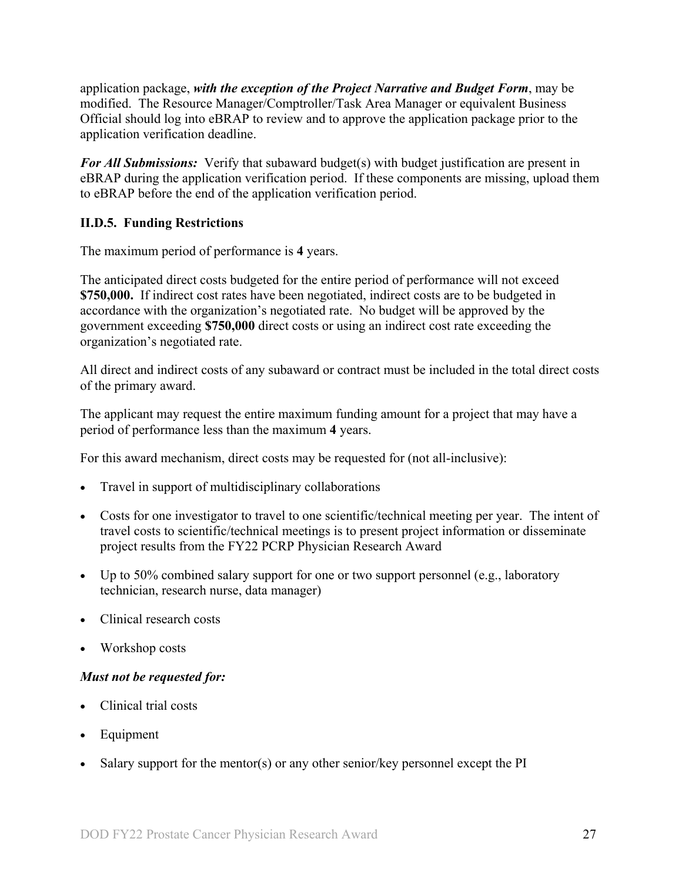application package, ***with the exception of the Project Narrative and Budget Form***, may be modified. The Resource Manager/Comptroller/Task Area Manager or equivalent Business Official should log into eBRAP to review and to approve the application package prior to the application verification deadline.

***For All Submissions:*** Verify that subaward budget(s) with budget justification are present in eBRAP during the application verification period. If these components are missing, upload them to eBRAP before the end of the application verification period.

### II.D.5. Funding Restrictions

The maximum period of performance is **4** years.

The anticipated direct costs budgeted for the entire period of performance will not exceed **$750,000.** If indirect cost rates have been negotiated, indirect costs are to be budgeted in accordance with the organization's negotiated rate. No budget will be approved by the government exceeding **$750,000** direct costs or using an indirect cost rate exceeding the organization's negotiated rate.

All direct and indirect costs of any subaward or contract must be included in the total direct costs of the primary award.

The applicant may request the entire maximum funding amount for a project that may have a period of performance less than the maximum **4** years.

For this award mechanism, direct costs may be requested for (not all-inclusive):

- Travel in support of multidisciplinary collaborations
- Costs for one investigator to travel to one scientific/technical meeting per year. The intent of travel costs to scientific/technical meetings is to present project information or disseminate project results from the FY22 PCRP Physician Research Award
- Up to 50% combined salary support for one or two support personnel (e.g., laboratory technician, research nurse, data manager)
- Clinical research costs
- Workshop costs

***Must not be requested for:***

- Clinical trial costs
- Equipment
- Salary support for the mentor(s) or any other senior/key personnel except the PI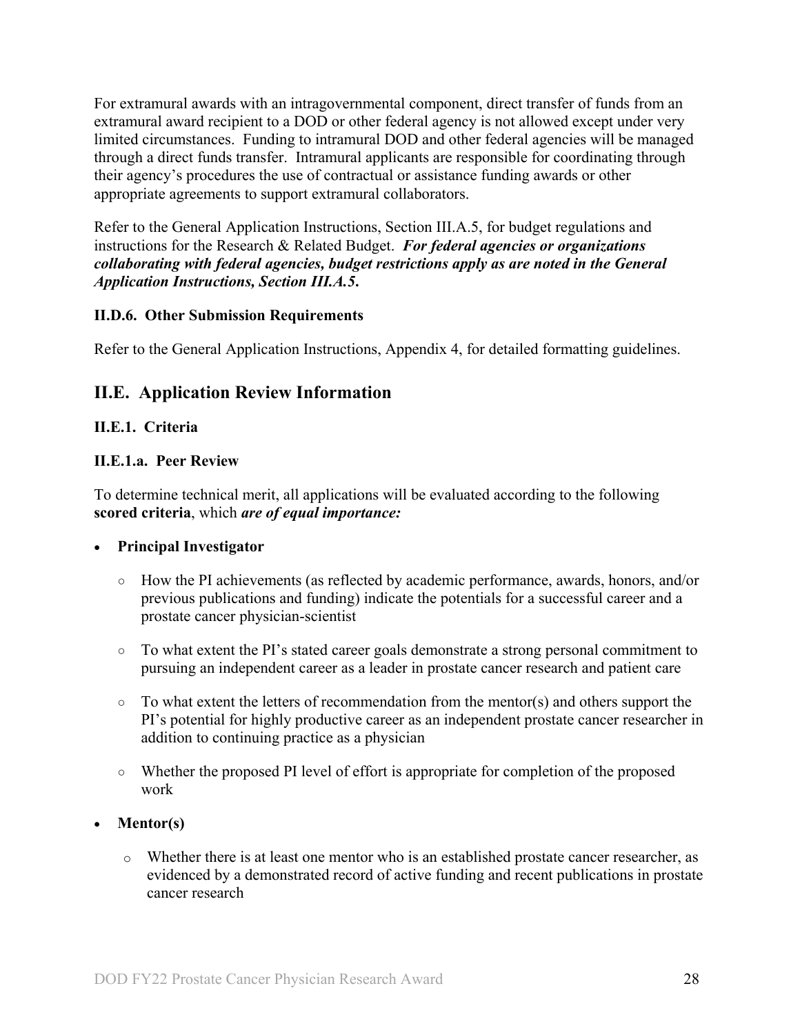For extramural awards with an intragovernmental component, direct transfer of funds from an extramural award recipient to a DOD or other federal agency is not allowed except under very limited circumstances. Funding to intramural DOD and other federal agencies will be managed through a direct funds transfer. Intramural applicants are responsible for coordinating through their agency's procedures the use of contractual or assistance funding awards or other appropriate agreements to support extramural collaborators.

Refer to the General Application Instructions, Section III.A.5, for budget regulations and instructions for the Research & Related Budget. ***For federal agencies or organizations collaborating with federal agencies, budget restrictions apply as are noted in the General Application Instructions, Section III.A.5.***

### II.D.6. Other Submission Requirements

Refer to the General Application Instructions, Appendix 4, for detailed formatting guidelines.

## II.E. Application Review Information

### II.E.1. Criteria

### II.E.1.a. Peer Review

To determine technical merit, all applications will be evaluated according to the following **scored criteria**, which ***are of equal importance:***

- **Principal Investigator**
  - How the PI achievements (as reflected by academic performance, awards, honors, and/or previous publications and funding) indicate the potentials for a successful career and a prostate cancer physician-scientist
  - To what extent the PI's stated career goals demonstrate a strong personal commitment to pursuing an independent career as a leader in prostate cancer research and patient care
  - To what extent the letters of recommendation from the mentor(s) and others support the PI's potential for highly productive career as an independent prostate cancer researcher in addition to continuing practice as a physician
  - Whether the proposed PI level of effort is appropriate for completion of the proposed work
- **Mentor(s)**
  - Whether there is at least one mentor who is an established prostate cancer researcher, as evidenced by a demonstrated record of active funding and recent publications in prostate cancer research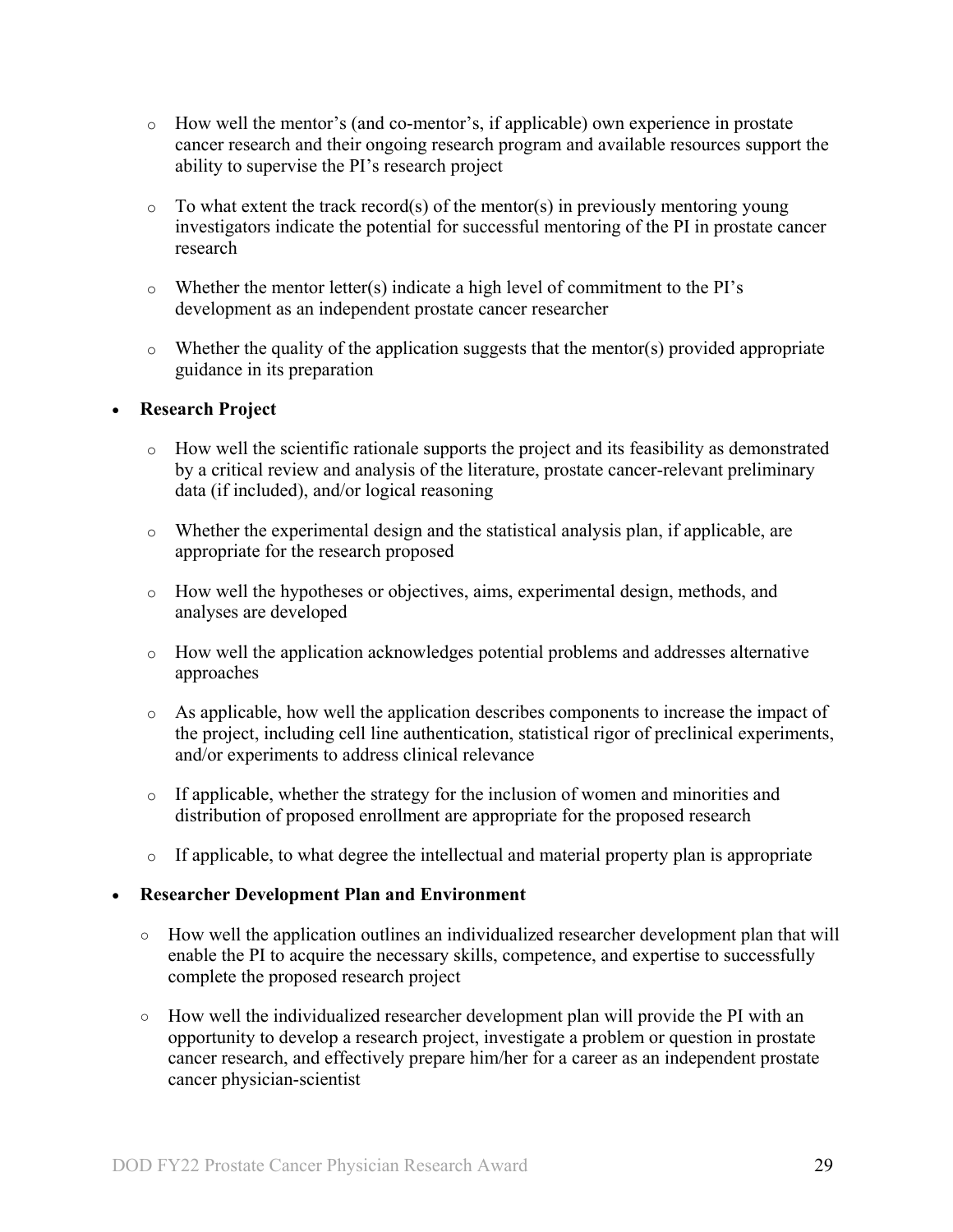- How well the mentor's (and co-mentor's, if applicable) own experience in prostate cancer research and their ongoing research program and available resources support the ability to supervise the PI's research project

  - To what extent the track record(s) of the mentor(s) in previously mentoring young investigators indicate the potential for successful mentoring of the PI in prostate cancer research

  - Whether the mentor letter(s) indicate a high level of commitment to the PI's development as an independent prostate cancer researcher

  - Whether the quality of the application suggests that the mentor(s) provided appropriate guidance in its preparation

- **Research Project**

  - How well the scientific rationale supports the project and its feasibility as demonstrated by a critical review and analysis of the literature, prostate cancer-relevant preliminary data (if included), and/or logical reasoning

  - Whether the experimental design and the statistical analysis plan, if applicable, are appropriate for the research proposed

  - How well the hypotheses or objectives, aims, experimental design, methods, and analyses are developed

  - How well the application acknowledges potential problems and addresses alternative approaches

  - As applicable, how well the application describes components to increase the impact of the project, including cell line authentication, statistical rigor of preclinical experiments, and/or experiments to address clinical relevance

  - If applicable, whether the strategy for the inclusion of women and minorities and distribution of proposed enrollment are appropriate for the proposed research

  - If applicable, to what degree the intellectual and material property plan is appropriate

- **Researcher Development Plan and Environment**

  - How well the application outlines an individualized researcher development plan that will enable the PI to acquire the necessary skills, competence, and expertise to successfully complete the proposed research project

  - How well the individualized researcher development plan will provide the PI with an opportunity to develop a research project, investigate a problem or question in prostate cancer research, and effectively prepare him/her for a career as an independent prostate cancer physician-scientist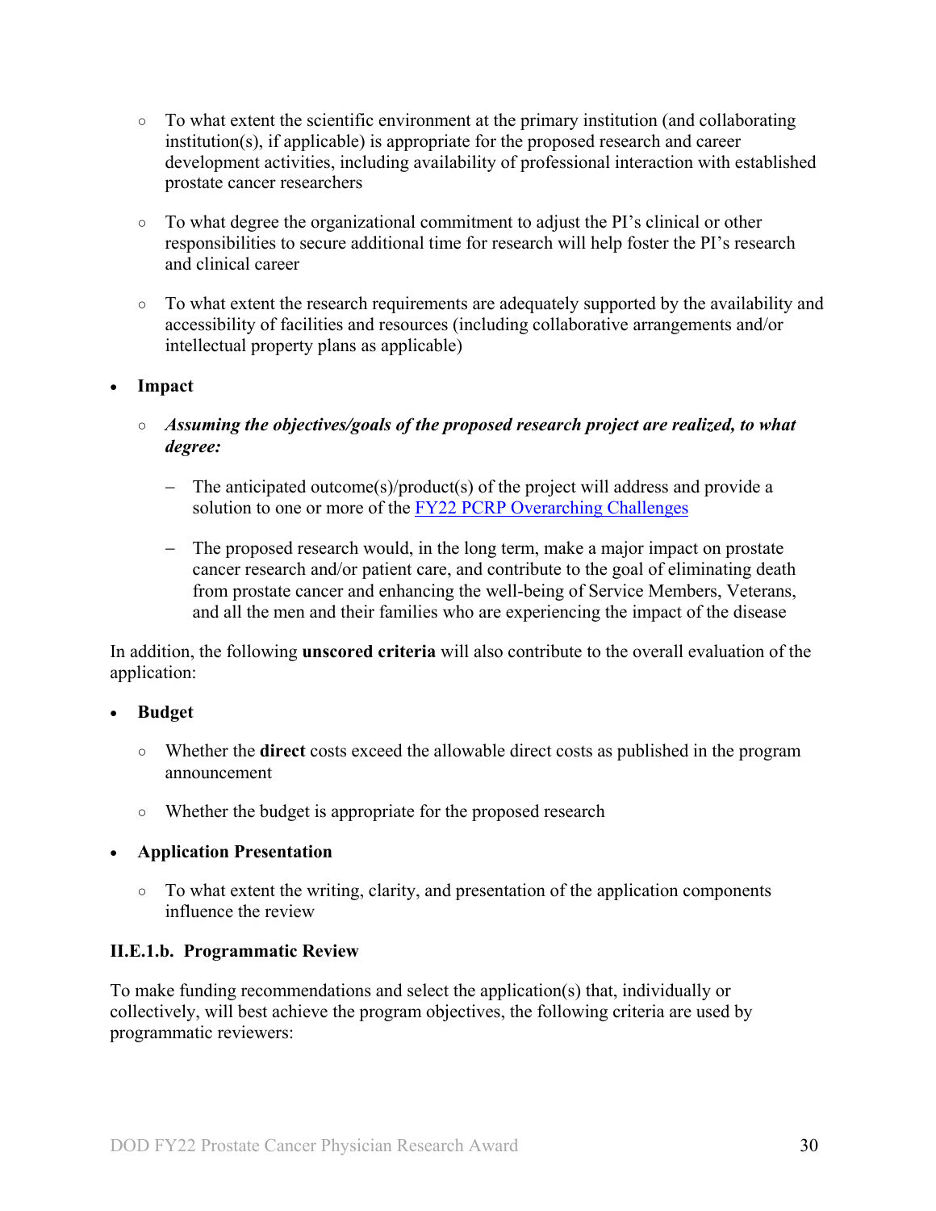- To what extent the scientific environment at the primary institution (and collaborating institution(s), if applicable) is appropriate for the proposed research and career development activities, including availability of professional interaction with established prostate cancer researchers

- To what degree the organizational commitment to adjust the PI's clinical or other responsibilities to secure additional time for research will help foster the PI's research and clinical career

- To what extent the research requirements are adequately supported by the availability and accessibility of facilities and resources (including collaborative arrangements and/or intellectual property plans as applicable)

- **Impact**

  - ***Assuming the objectives/goals of the proposed research project are realized, to what degree:***

    - The anticipated outcome(s)/product(s) of the project will address and provide a solution to one or more of the [FY22 PCRP Overarching Challenges]

    - The proposed research would, in the long term, make a major impact on prostate cancer research and/or patient care, and contribute to the goal of eliminating death from prostate cancer and enhancing the well-being of Service Members, Veterans, and all the men and their families who are experiencing the impact of the disease

In addition, the following **unscored criteria** will also contribute to the overall evaluation of the application:

- **Budget**

  - Whether the **direct** costs exceed the allowable direct costs as published in the program announcement

  - Whether the budget is appropriate for the proposed research

- **Application Presentation**

  - To what extent the writing, clarity, and presentation of the application components influence the review

#### II.E.1.b. Programmatic Review

To make funding recommendations and select the application(s) that, individually or collectively, will best achieve the program objectives, the following criteria are used by programmatic reviewers: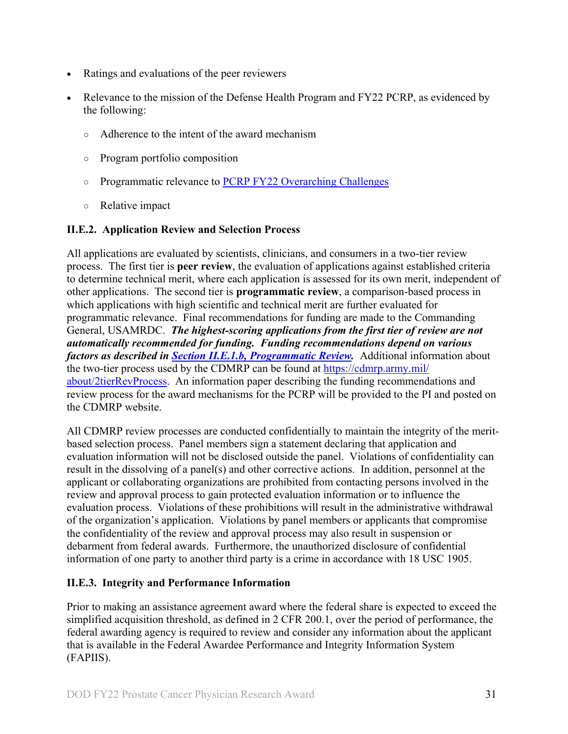- Ratings and evaluations of the peer reviewers
- Relevance to the mission of the Defense Health Program and FY22 PCRP, as evidenced by the following:
  - Adherence to the intent of the award mechanism
  - Program portfolio composition
  - Programmatic relevance to PCRP FY22 Overarching Challenges
  - Relative impact

### II.E.2. Application Review and Selection Process

All applications are evaluated by scientists, clinicians, and consumers in a two-tier review process. The first tier is **peer review**, the evaluation of applications against established criteria to determine technical merit, where each application is assessed for its own merit, independent of other applications. The second tier is **programmatic review**, a comparison-based process in which applications with high scientific and technical merit are further evaluated for programmatic relevance. Final recommendations for funding are made to the Commanding General, USAMRDC. ***The highest-scoring applications from the first tier of review are not automatically recommended for funding. Funding recommendations depend on various factors as described in Section II.E.1.b, Programmatic Review.*** Additional information about the two-tier process used by the CDMRP can be found at https://cdmrp.army.mil/about/2tierRevProcess. An information paper describing the funding recommendations and review process for the award mechanisms for the PCRP will be provided to the PI and posted on the CDMRP website.

All CDMRP review processes are conducted confidentially to maintain the integrity of the merit-based selection process. Panel members sign a statement declaring that application and evaluation information will not be disclosed outside the panel. Violations of confidentiality can result in the dissolving of a panel(s) and other corrective actions. In addition, personnel at the applicant or collaborating organizations are prohibited from contacting persons involved in the review and approval process to gain protected evaluation information or to influence the evaluation process. Violations of these prohibitions will result in the administrative withdrawal of the organization's application. Violations by panel members or applicants that compromise the confidentiality of the review and approval process may also result in suspension or debarment from federal awards. Furthermore, the unauthorized disclosure of confidential information of one party to another third party is a crime in accordance with 18 USC 1905.

### II.E.3. Integrity and Performance Information

Prior to making an assistance agreement award where the federal share is expected to exceed the simplified acquisition threshold, as defined in 2 CFR 200.1, over the period of performance, the federal awarding agency is required to review and consider any information about the applicant that is available in the Federal Awardee Performance and Integrity Information System (FAPIIS).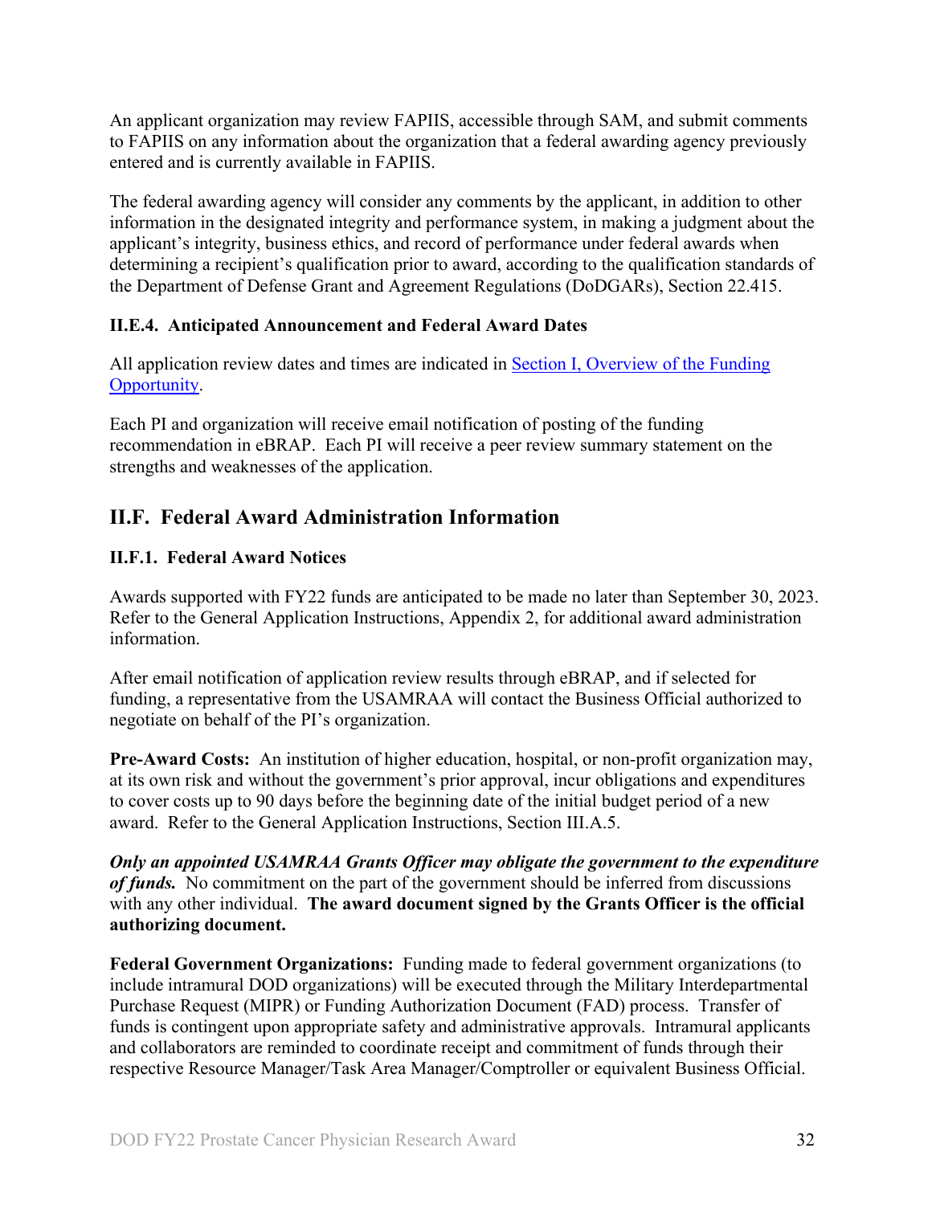An applicant organization may review FAPIIS, accessible through SAM, and submit comments to FAPIIS on any information about the organization that a federal awarding agency previously entered and is currently available in FAPIIS.

The federal awarding agency will consider any comments by the applicant, in addition to other information in the designated integrity and performance system, in making a judgment about the applicant's integrity, business ethics, and record of performance under federal awards when determining a recipient's qualification prior to award, according to the qualification standards of the Department of Defense Grant and Agreement Regulations (DoDGARs), Section 22.415.

### II.E.4. Anticipated Announcement and Federal Award Dates

All application review dates and times are indicated in [Section I, Overview of the Funding Opportunity](#).

Each PI and organization will receive email notification of posting of the funding recommendation in eBRAP. Each PI will receive a peer review summary statement on the strengths and weaknesses of the application.

## II.F. Federal Award Administration Information

### II.F.1. Federal Award Notices

Awards supported with FY22 funds are anticipated to be made no later than September 30, 2023. Refer to the General Application Instructions, Appendix 2, for additional award administration information.

After email notification of application review results through eBRAP, and if selected for funding, a representative from the USAMRAA will contact the Business Official authorized to negotiate on behalf of the PI's organization.

**Pre-Award Costs:** An institution of higher education, hospital, or non-profit organization may, at its own risk and without the government's prior approval, incur obligations and expenditures to cover costs up to 90 days before the beginning date of the initial budget period of a new award. Refer to the General Application Instructions, Section III.A.5.

***Only an appointed USAMRAA Grants Officer may obligate the government to the expenditure of funds.*** No commitment on the part of the government should be inferred from discussions with any other individual. **The award document signed by the Grants Officer is the official authorizing document.**

**Federal Government Organizations:** Funding made to federal government organizations (to include intramural DOD organizations) will be executed through the Military Interdepartmental Purchase Request (MIPR) or Funding Authorization Document (FAD) process. Transfer of funds is contingent upon appropriate safety and administrative approvals. Intramural applicants and collaborators are reminded to coordinate receipt and commitment of funds through their respective Resource Manager/Task Area Manager/Comptroller or equivalent Business Official.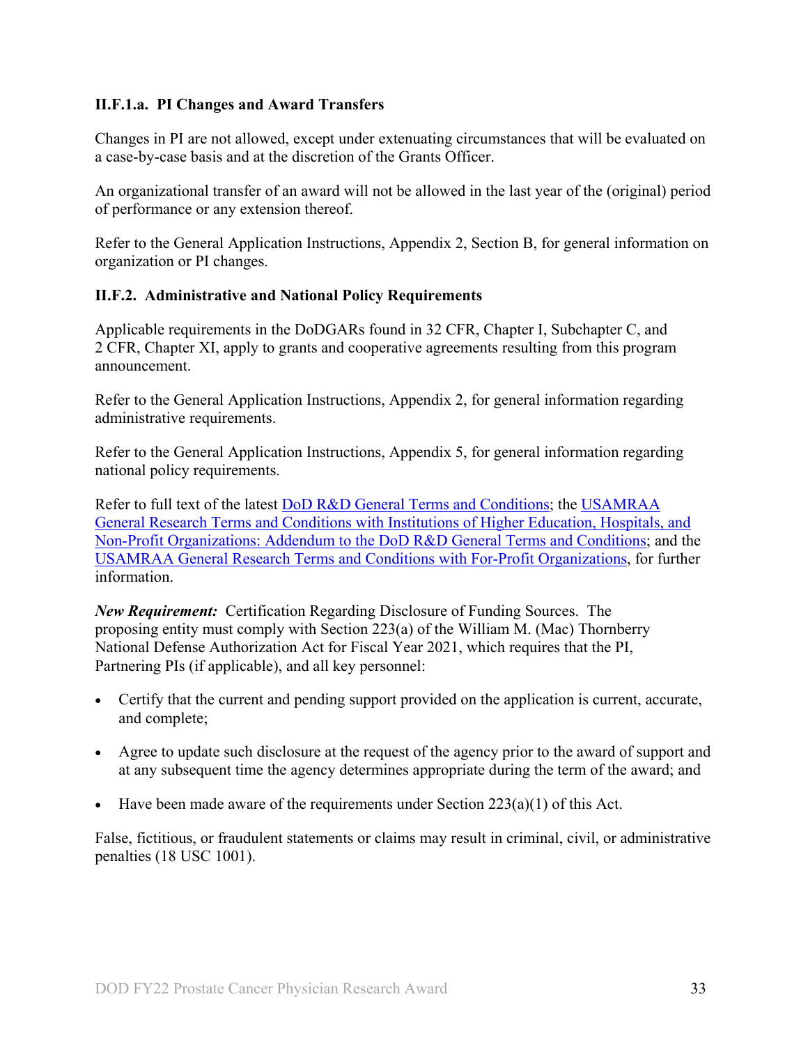#### II.F.1.a. PI Changes and Award Transfers

Changes in PI are not allowed, except under extenuating circumstances that will be evaluated on a case-by-case basis and at the discretion of the Grants Officer.

An organizational transfer of an award will not be allowed in the last year of the (original) period of performance or any extension thereof.

Refer to the General Application Instructions, Appendix 2, Section B, for general information on organization or PI changes.

### II.F.2. Administrative and National Policy Requirements

Applicable requirements in the DoDGARs found in 32 CFR, Chapter I, Subchapter C, and 2 CFR, Chapter XI, apply to grants and cooperative agreements resulting from this program announcement.

Refer to the General Application Instructions, Appendix 2, for general information regarding administrative requirements.

Refer to the General Application Instructions, Appendix 5, for general information regarding national policy requirements.

Refer to full text of the latest DoD R&D General Terms and Conditions; the USAMRAA General Research Terms and Conditions with Institutions of Higher Education, Hospitals, and Non-Profit Organizations: Addendum to the DoD R&D General Terms and Conditions; and the USAMRAA General Research Terms and Conditions with For-Profit Organizations, for further information.

***New Requirement:*** Certification Regarding Disclosure of Funding Sources. The proposing entity must comply with Section 223(a) of the William M. (Mac) Thornberry National Defense Authorization Act for Fiscal Year 2021, which requires that the PI, Partnering PIs (if applicable), and all key personnel:

- Certify that the current and pending support provided on the application is current, accurate, and complete;
- Agree to update such disclosure at the request of the agency prior to the award of support and at any subsequent time the agency determines appropriate during the term of the award; and
- Have been made aware of the requirements under Section 223(a)(1) of this Act.

False, fictitious, or fraudulent statements or claims may result in criminal, civil, or administrative penalties (18 USC 1001).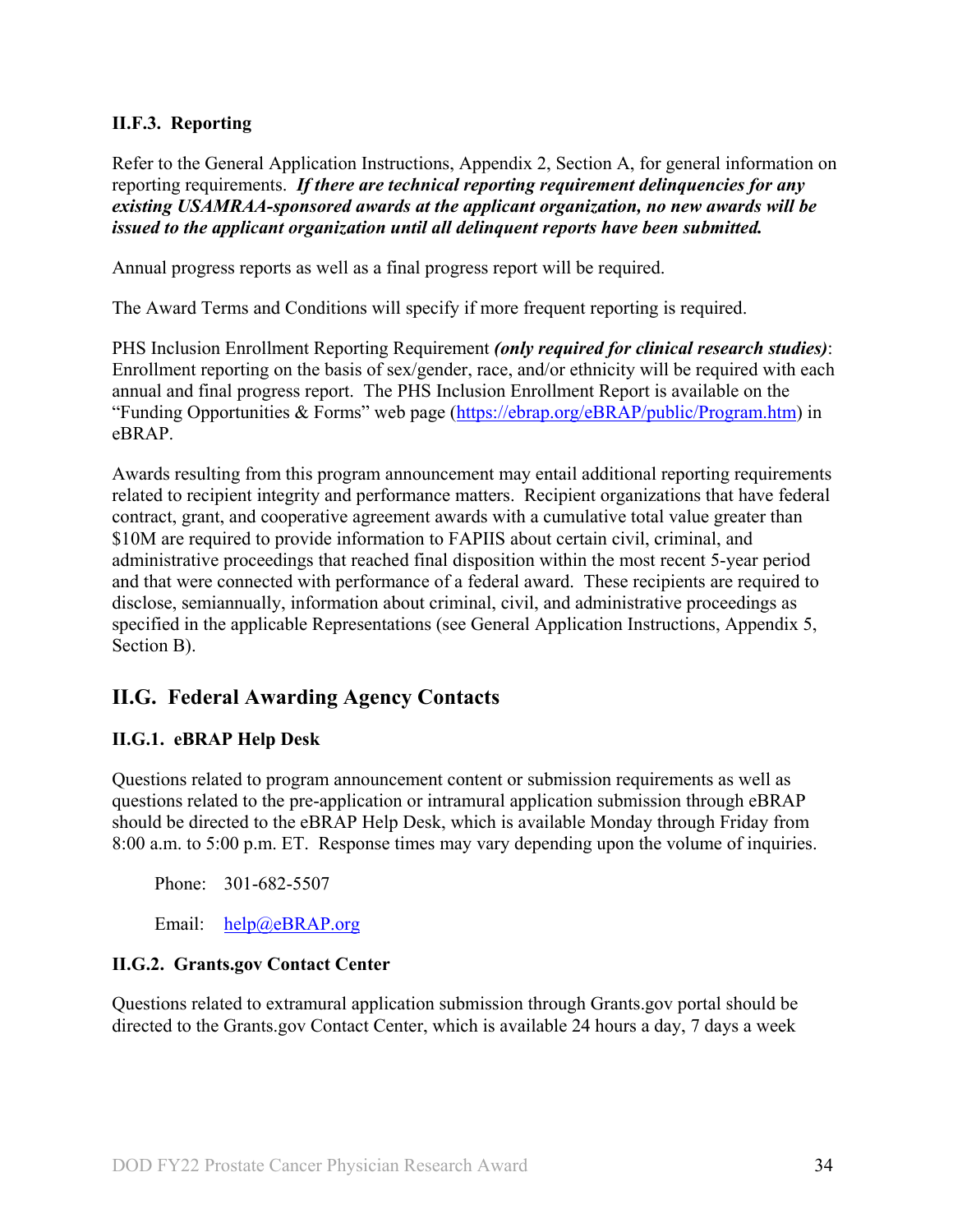### II.F.3. Reporting

Refer to the General Application Instructions, Appendix 2, Section A, for general information on reporting requirements. ***If there are technical reporting requirement delinquencies for any existing USAMRAA-sponsored awards at the applicant organization, no new awards will be issued to the applicant organization until all delinquent reports have been submitted.***

Annual progress reports as well as a final progress report will be required.

The Award Terms and Conditions will specify if more frequent reporting is required.

PHS Inclusion Enrollment Reporting Requirement ***(only required for clinical research studies)***: Enrollment reporting on the basis of sex/gender, race, and/or ethnicity will be required with each annual and final progress report. The PHS Inclusion Enrollment Report is available on the "Funding Opportunities & Forms" web page (https://ebrap.org/eBRAP/public/Program.htm) in eBRAP.

Awards resulting from this program announcement may entail additional reporting requirements related to recipient integrity and performance matters. Recipient organizations that have federal contract, grant, and cooperative agreement awards with a cumulative total value greater than $10M are required to provide information to FAPIIS about certain civil, criminal, and administrative proceedings that reached final disposition within the most recent 5-year period and that were connected with performance of a federal award. These recipients are required to disclose, semiannually, information about criminal, civil, and administrative proceedings as specified in the applicable Representations (see General Application Instructions, Appendix 5, Section B).

## II.G. Federal Awarding Agency Contacts

### II.G.1. eBRAP Help Desk

Questions related to program announcement content or submission requirements as well as questions related to the pre-application or intramural application submission through eBRAP should be directed to the eBRAP Help Desk, which is available Monday through Friday from 8:00 a.m. to 5:00 p.m. ET. Response times may vary depending upon the volume of inquiries.

Phone: 301-682-5507

Email: help@eBRAP.org

### II.G.2. Grants.gov Contact Center

Questions related to extramural application submission through Grants.gov portal should be directed to the Grants.gov Contact Center, which is available 24 hours a day, 7 days a week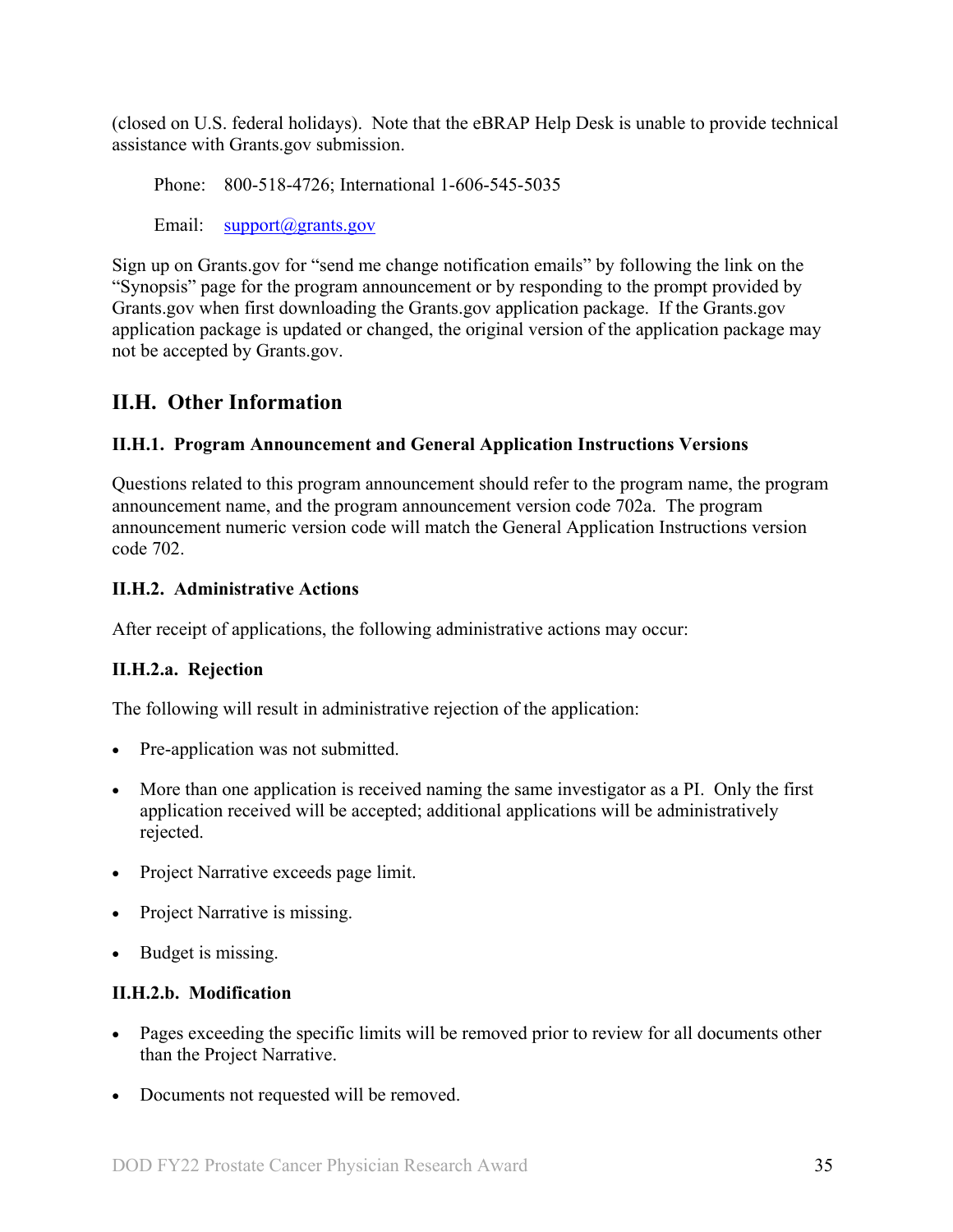(closed on U.S. federal holidays). Note that the eBRAP Help Desk is unable to provide technical assistance with Grants.gov submission.

Phone: 800-518-4726; International 1-606-545-5035

Email: support@grants.gov

Sign up on Grants.gov for "send me change notification emails" by following the link on the "Synopsis" page for the program announcement or by responding to the prompt provided by Grants.gov when first downloading the Grants.gov application package. If the Grants.gov application package is updated or changed, the original version of the application package may not be accepted by Grants.gov.

## II.H. Other Information

### II.H.1. Program Announcement and General Application Instructions Versions

Questions related to this program announcement should refer to the program name, the program announcement name, and the program announcement version code 702a. The program announcement numeric version code will match the General Application Instructions version code 702.

### II.H.2. Administrative Actions

After receipt of applications, the following administrative actions may occur:

#### II.H.2.a. Rejection

The following will result in administrative rejection of the application:

- Pre-application was not submitted.
- More than one application is received naming the same investigator as a PI. Only the first application received will be accepted; additional applications will be administratively rejected.
- Project Narrative exceeds page limit.
- Project Narrative is missing.
- Budget is missing.

#### II.H.2.b. Modification

- Pages exceeding the specific limits will be removed prior to review for all documents other than the Project Narrative.
- Documents not requested will be removed.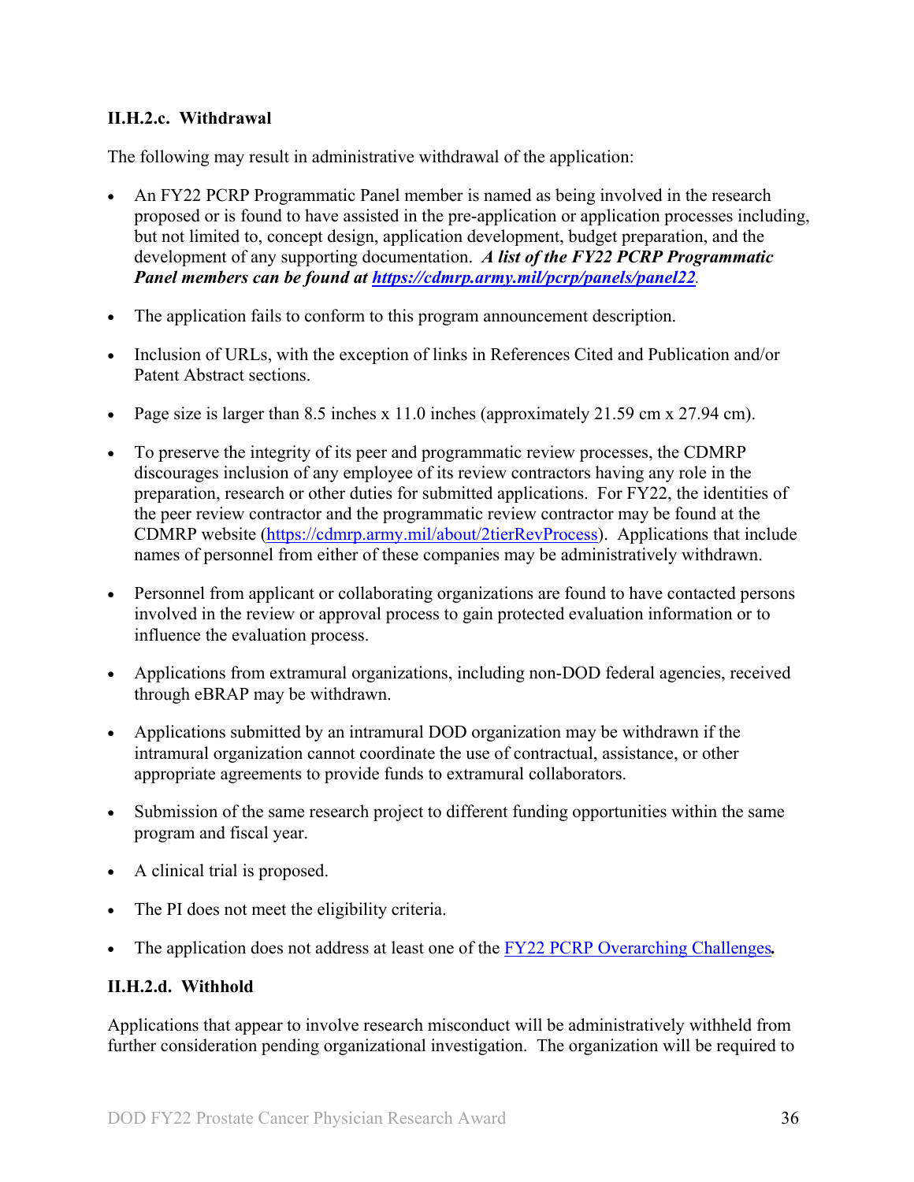#### II.H.2.c. Withdrawal

The following may result in administrative withdrawal of the application:

- An FY22 PCRP Programmatic Panel member is named as being involved in the research proposed or is found to have assisted in the pre-application or application processes including, but not limited to, concept design, application development, budget preparation, and the development of any supporting documentation. ***A list of the FY22 PCRP Programmatic Panel members can be found at [https://cdmrp.army.mil/pcrp/panels/panel22](https://cdmrp.army.mil/pcrp/panels/panel22).***

- The application fails to conform to this program announcement description.

- Inclusion of URLs, with the exception of links in References Cited and Publication and/or Patent Abstract sections.

- Page size is larger than 8.5 inches x 11.0 inches (approximately 21.59 cm x 27.94 cm).

- To preserve the integrity of its peer and programmatic review processes, the CDMRP discourages inclusion of any employee of its review contractors having any role in the preparation, research or other duties for submitted applications. For FY22, the identities of the peer review contractor and the programmatic review contractor may be found at the CDMRP website ([https://cdmrp.army.mil/about/2tierRevProcess](https://cdmrp.army.mil/about/2tierRevProcess)). Applications that include names of personnel from either of these companies may be administratively withdrawn.

- Personnel from applicant or collaborating organizations are found to have contacted persons involved in the review or approval process to gain protected evaluation information or to influence the evaluation process.

- Applications from extramural organizations, including non-DOD federal agencies, received through eBRAP may be withdrawn.

- Applications submitted by an intramural DOD organization may be withdrawn if the intramural organization cannot coordinate the use of contractual, assistance, or other appropriate agreements to provide funds to extramural collaborators.

- Submission of the same research project to different funding opportunities within the same program and fiscal year.

- A clinical trial is proposed.

- The PI does not meet the eligibility criteria.

- The application does not address at least one of the FY22 PCRP Overarching Challenges.

#### II.H.2.d. Withhold

Applications that appear to involve research misconduct will be administratively withheld from further consideration pending organizational investigation. The organization will be required to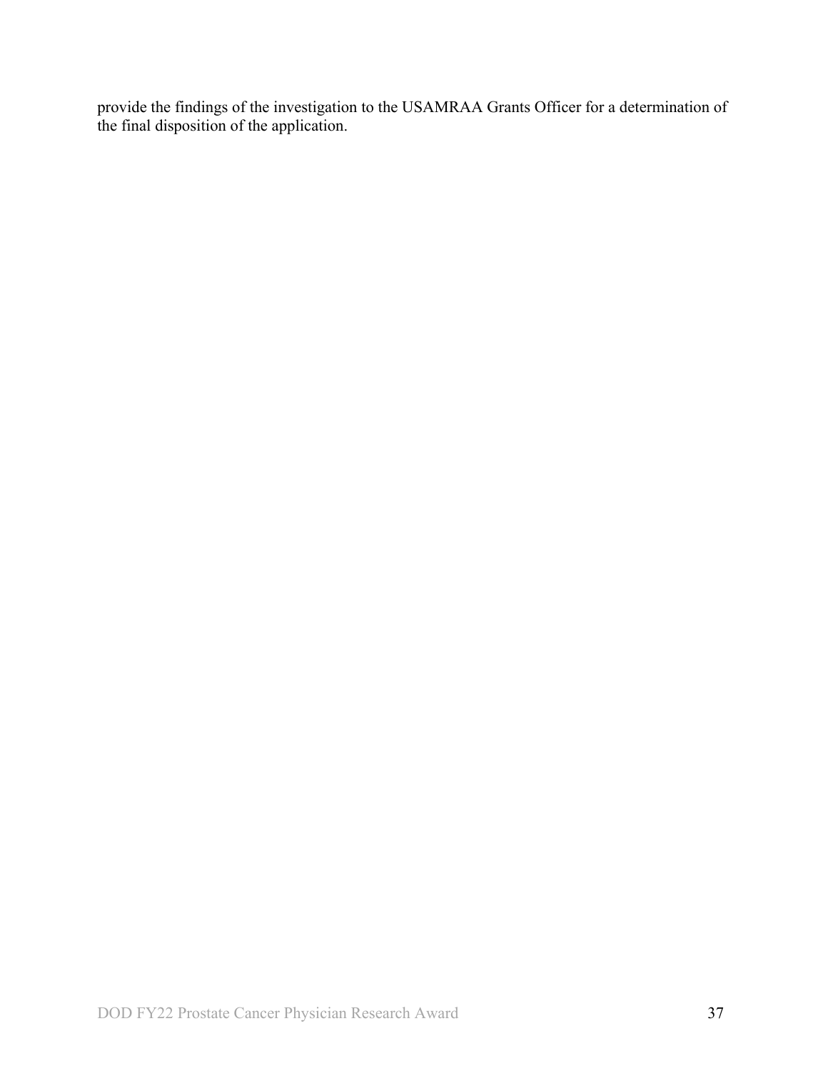provide the findings of the investigation to the USAMRAA Grants Officer for a determination of the final disposition of the application.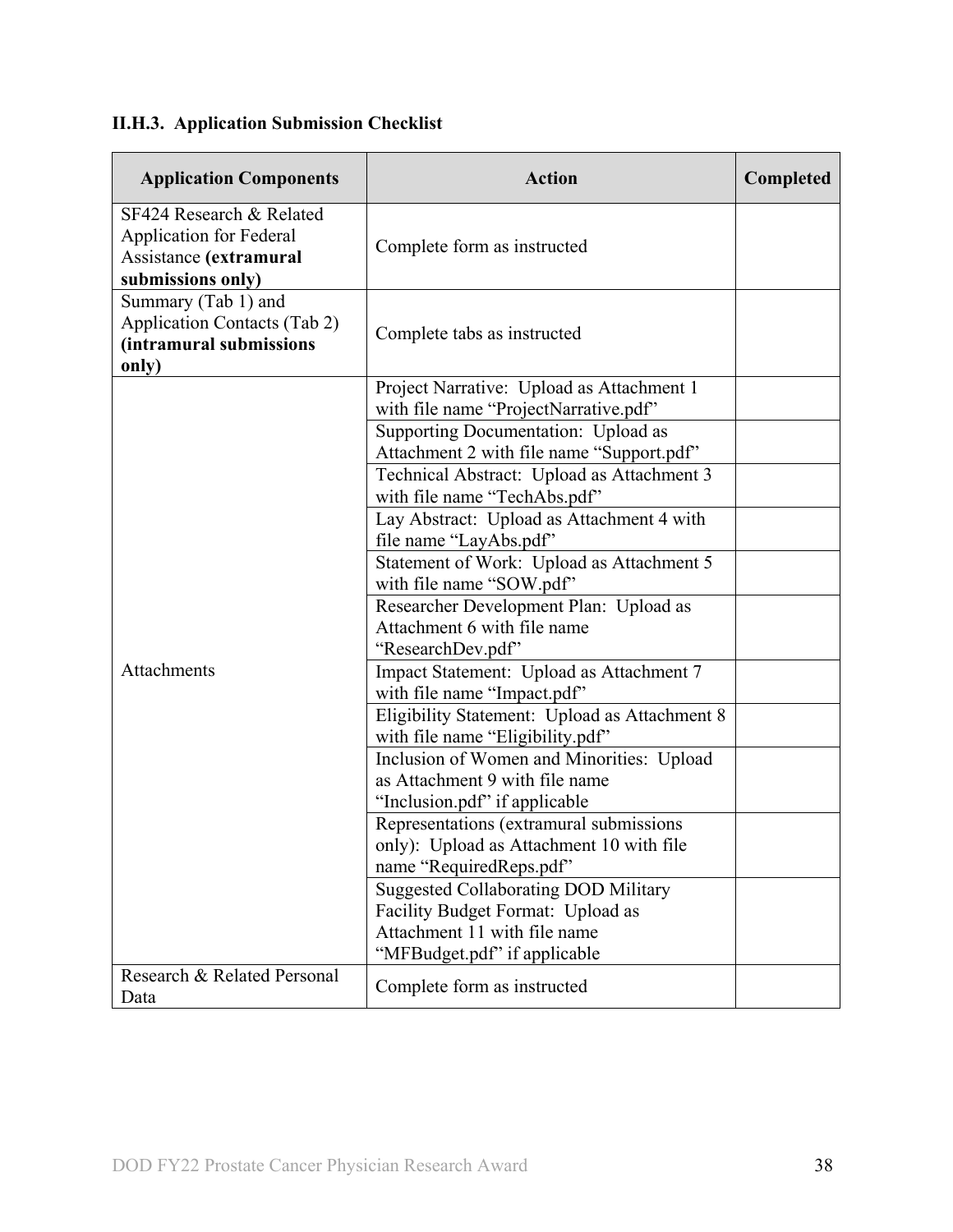### II.H.3. Application Submission Checklist

| Application Components | Action | Completed |
|---|---|---|
| SF424 Research & Related Application for Federal Assistance **(extramural submissions only)** | Complete form as instructed | |
| Summary (Tab 1) and Application Contacts (Tab 2) **(intramural submissions only)** | Complete tabs as instructed | |
| Attachments | Project Narrative: Upload as Attachment 1 with file name "ProjectNarrative.pdf" | |
| | Supporting Documentation: Upload as Attachment 2 with file name "Support.pdf" | |
| | Technical Abstract: Upload as Attachment 3 with file name "TechAbs.pdf" | |
| | Lay Abstract: Upload as Attachment 4 with file name "LayAbs.pdf" | |
| | Statement of Work: Upload as Attachment 5 with file name "SOW.pdf" | |
| | Researcher Development Plan: Upload as Attachment 6 with file name "ResearchDev.pdf" | |
| | Impact Statement: Upload as Attachment 7 with file name "Impact.pdf" | |
| | Eligibility Statement: Upload as Attachment 8 with file name "Eligibility.pdf" | |
| | Inclusion of Women and Minorities: Upload as Attachment 9 with file name "Inclusion.pdf" if applicable | |
| | Representations (extramural submissions only): Upload as Attachment 10 with file name "RequiredReps.pdf" | |
| | Suggested Collaborating DOD Military Facility Budget Format: Upload as Attachment 11 with file name "MFBudget.pdf" if applicable | |
| Research & Related Personal Data | Complete form as instructed | |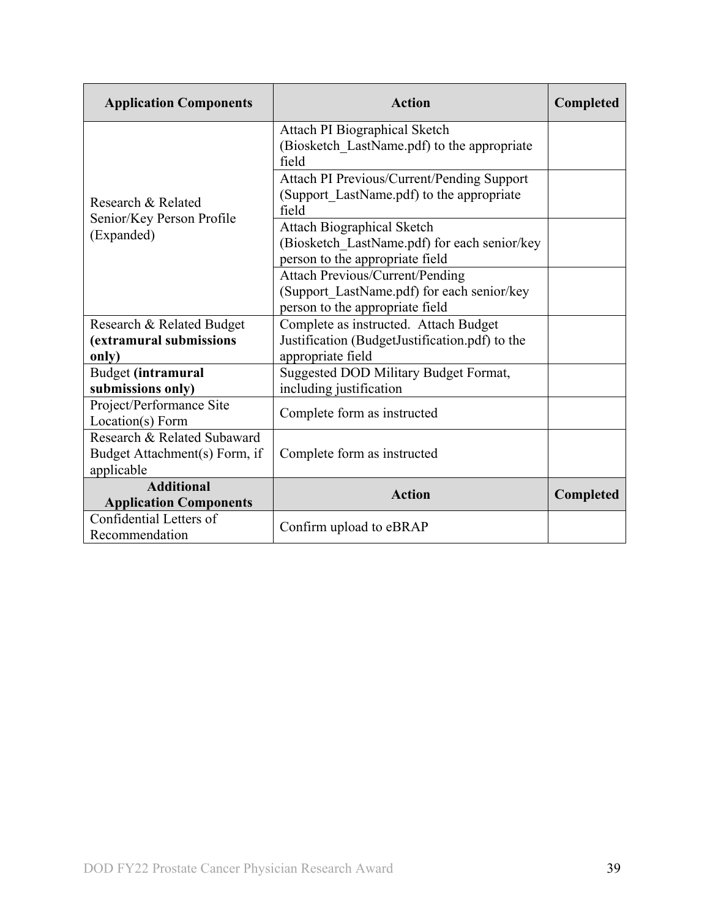| Application Components | Action | Completed |
|---|---|---|
| Research & Related Senior/Key Person Profile (Expanded) | Attach PI Biographical Sketch (Biosketch_LastName.pdf) to the appropriate field | |
| | Attach PI Previous/Current/Pending Support (Support_LastName.pdf) to the appropriate field | |
| | Attach Biographical Sketch (Biosketch_LastName.pdf) for each senior/key person to the appropriate field | |
| | Attach Previous/Current/Pending (Support_LastName.pdf) for each senior/key person to the appropriate field | |
| Research & Related Budget **(extramural submissions only)** | Complete as instructed. Attach Budget Justification (BudgetJustification.pdf) to the appropriate field | |
| Budget **(intramural submissions only)** | Suggested DOD Military Budget Format, including justification | |
| Project/Performance Site Location(s) Form | Complete form as instructed | |
| Research & Related Subaward Budget Attachment(s) Form, if applicable | Complete form as instructed | |
| **Additional Application Components** | **Action** | **Completed** |
| Confidential Letters of Recommendation | Confirm upload to eBRAP | |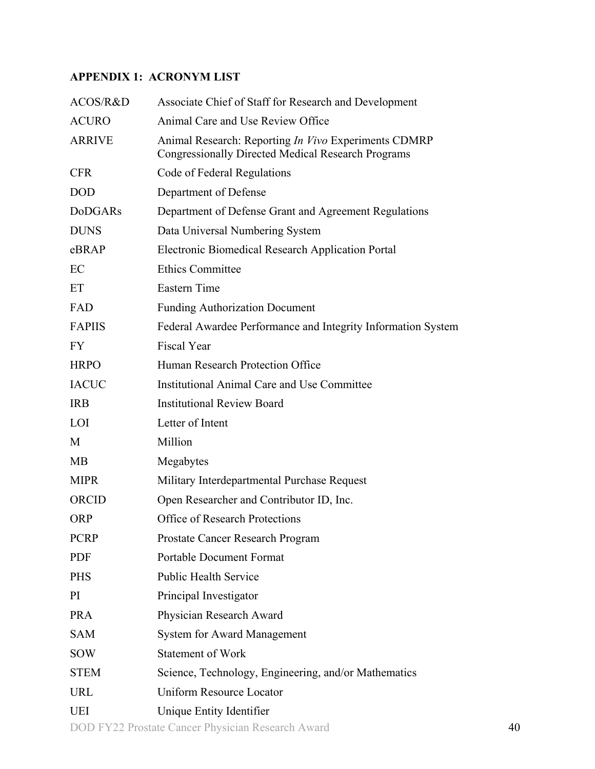## APPENDIX 1: ACRONYM LIST

| | |
|---|---|
| ACOS/R&D | Associate Chief of Staff for Research and Development |
| ACURO | Animal Care and Use Review Office |
| ARRIVE | Animal Research: Reporting *In Vivo* Experiments CDMRP Congressionally Directed Medical Research Programs |
| CFR | Code of Federal Regulations |
| DOD | Department of Defense |
| DoDGARs | Department of Defense Grant and Agreement Regulations |
| DUNS | Data Universal Numbering System |
| eBRAP | Electronic Biomedical Research Application Portal |
| EC | Ethics Committee |
| ET | Eastern Time |
| FAD | Funding Authorization Document |
| FAPIIS | Federal Awardee Performance and Integrity Information System |
| FY | Fiscal Year |
| HRPO | Human Research Protection Office |
| IACUC | Institutional Animal Care and Use Committee |
| IRB | Institutional Review Board |
| LOI | Letter of Intent |
| M | Million |
| MB | Megabytes |
| MIPR | Military Interdepartmental Purchase Request |
| ORCID | Open Researcher and Contributor ID, Inc. |
| ORP | Office of Research Protections |
| PCRP | Prostate Cancer Research Program |
| PDF | Portable Document Format |
| PHS | Public Health Service |
| PI | Principal Investigator |
| PRA | Physician Research Award |
| SAM | System for Award Management |
| SOW | Statement of Work |
| STEM | Science, Technology, Engineering, and/or Mathematics |
| URL | Uniform Resource Locator |
| UEI | Unique Entity Identifier |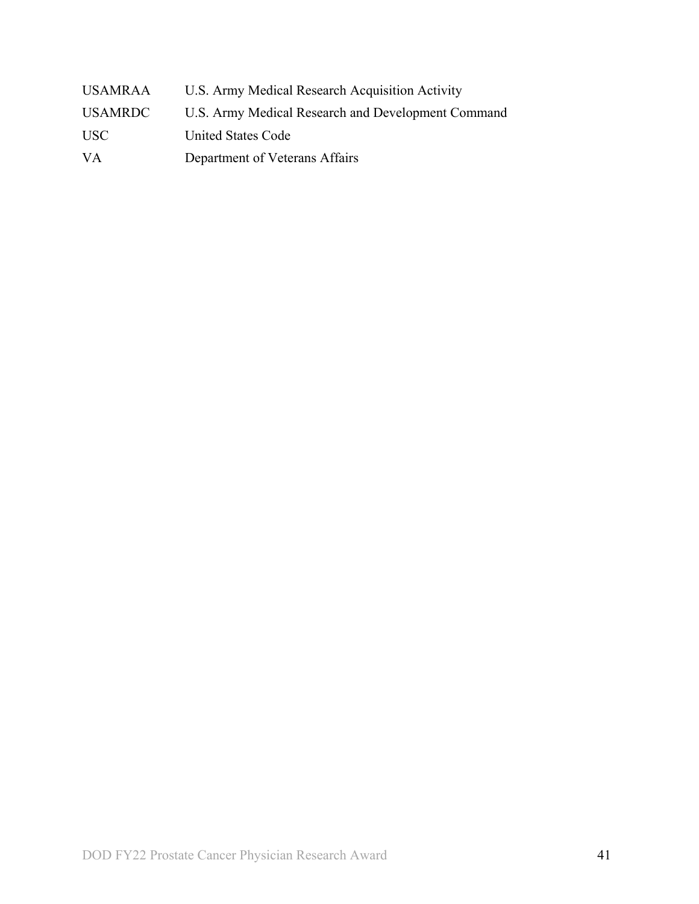| | |
|---|---|
| USAMRAA | U.S. Army Medical Research Acquisition Activity |
| USAMRDC | U.S. Army Medical Research and Development Command |
| USC | United States Code |
| VA | Department of Veterans Affairs |